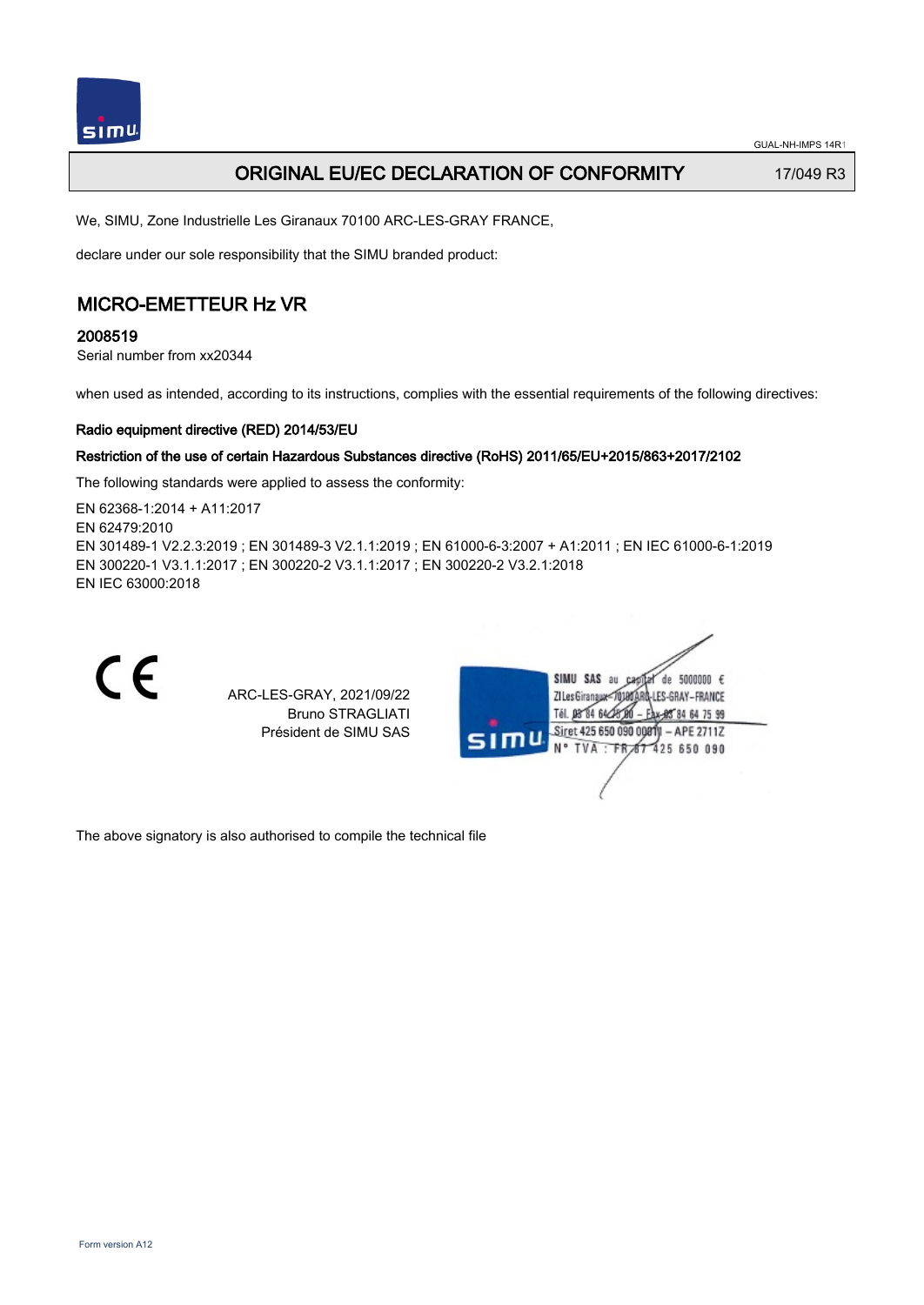GUAL-NH-IMPS 14R1

# ORIGINAL EU/EC DECLARATION OF CONFORMITY

17/049 R3

We, SIMU, Zone Industrielle Les Giranaux 70100 ARC-LES-GRAY FRANCE,

declare under our sole responsibility that the SIMU branded product:

## MICRO-EMETTEUR Hz VR

### 2008519

Serial number from xx20344

when used as intended, according to its instructions, complies with the essential requirements of the following directives:

**Radio equipment directive (RED) 2014/53/EU**

**Restriction of the use of certain Hazardous Substances directive (RoHS) 2011/65/EU+2015/863+2017/2102**

The following standards were applied to assess the conformity:

EN 62368-1:2014 + A11:2017
EN 62479:2010
EN 301489-1 V2.2.3:2019 ; EN 301489-3 V2.1.1:2019 ; EN 61000-6-3:2007 + A1:2011 ; EN IEC 61000-6-1:2019
EN 300220-1 V3.1.1:2017 ; EN 300220-2 V3.1.1:2017 ; EN 300220-2 V3.2.1:2018
EN IEC 63000:2018

CE

ARC-LES-GRAY, 2021/09/22
Bruno STRAGLIATI
Président de SIMU SAS

SIMU SAS au capital de 5000000 €
ZI Les Giranaux 70100 ARC-LES-GRAY-FRANCE
Tél. 03 84 64 75 00 – Fax 03 84 64 75 99
Siret 425 650 090 00011 – APE 2711Z
N° TVA : FR 87 425 650 090

The above signatory is also authorised to compile the technical file

Form version A12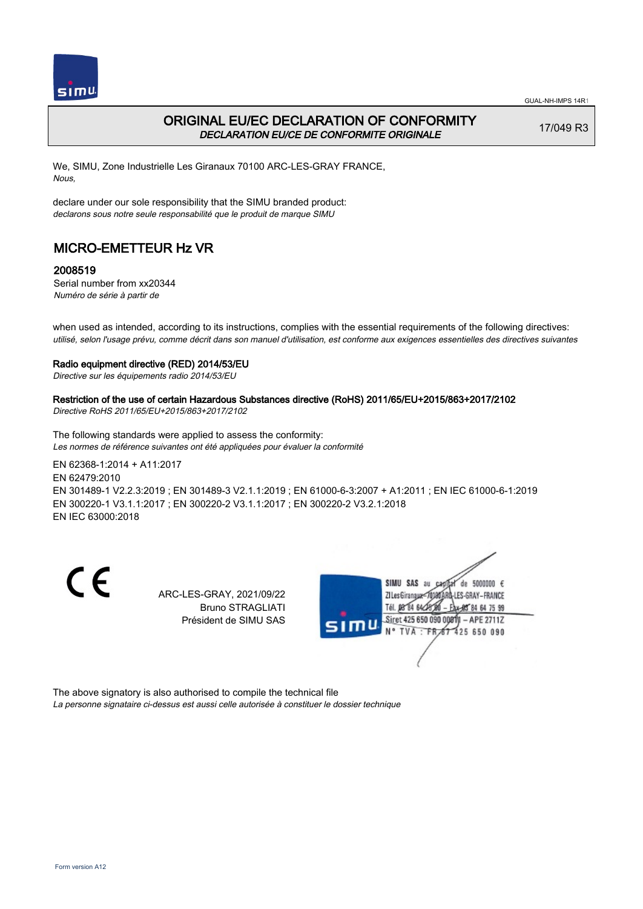# ORIGINAL EU/EC DECLARATION OF CONFORMITY

*DECLARATION EU/CE DE CONFORMITE ORIGINALE*

17/049 R3

We, SIMU, Zone Industrielle Les Giranaux 70100 ARC-LES-GRAY FRANCE,
*Nous,*

declare under our sole responsibility that the SIMU branded product:
*declarons sous notre seule responsabilité que le produit de marque SIMU*

## MICRO-EMETTEUR Hz VR

### 2008519

Serial number from xx20344
*Numéro de série à partir de*

when used as intended, according to its instructions, complies with the essential requirements of the following directives:
*utilisé, selon l'usage prévu, comme décrit dans son manuel d'utilisation, est conforme aux exigences essentielles des directives suivantes*

**Radio equipment directive (RED) 2014/53/EU**
*Directive sur les équipements radio 2014/53/EU*

**Restriction of the use of certain Hazardous Substances directive (RoHS) 2011/65/EU+2015/863+2017/2102**
*Directive RoHS 2011/65/EU+2015/863+2017/2102*

The following standards were applied to assess the conformity:
*Les normes de référence suivantes ont été appliquées pour évaluer la conformité*

EN 62368-1:2014 + A11:2017
EN 62479:2010
EN 301489-1 V2.2.3:2019 ; EN 301489-3 V2.1.1:2019 ; EN 61000-6-3:2007 + A1:2011 ; EN IEC 61000-6-1:2019
EN 300220-1 V3.1.1:2017 ; EN 300220-2 V3.1.1:2017 ; EN 300220-2 V3.2.1:2018
EN IEC 63000:2018

ARC-LES-GRAY, 2021/09/22
Bruno STRAGLIATI
Président de SIMU SAS

SIMU SAS au capital de 5000000 €
ZI Les Giranaux 70100 ARC-LES-GRAY-FRANCE
Tél. 03 84 64 75 00 – Fax 03 84 64 75 99
Siret 425 650 090 00011 – APE 2711Z
N° TVA : FR 67 425 650 090

The above signatory is also authorised to compile the technical file
*La personne signataire ci-dessus est aussi celle autorisée à constituer le dossier technique*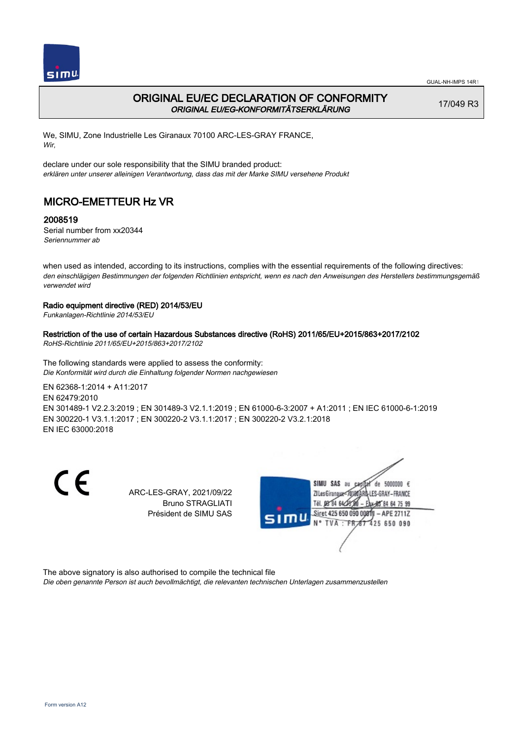# ORIGINAL EU/EC DECLARATION OF CONFORMITY

*ORIGINAL EU/EG-KONFORMITÄTSERKLÄRUNG*

17/049 R3

We, SIMU, Zone Industrielle Les Giranaux 70100 ARC-LES-GRAY FRANCE,
*Wir,*

declare under our sole responsibility that the SIMU branded product:
*erklären unter unserer alleinigen Verantwortung, dass das mit der Marke SIMU versehene Produkt*

## MICRO-EMETTEUR Hz VR

### 2008519

Serial number from xx20344
*Seriennummer ab*

when used as intended, according to its instructions, complies with the essential requirements of the following directives:
*den einschlägigen Bestimmungen der folgenden Richtlinien entspricht, wenn es nach den Anweisungen des Herstellers bestimmungsgemäß verwendet wird*

**Radio equipment directive (RED) 2014/53/EU**
*Funkanlagen-Richtlinie 2014/53/EU*

**Restriction of the use of certain Hazardous Substances directive (RoHS) 2011/65/EU+2015/863+2017/2102**
*RoHS-Richtlinie 2011/65/EU+2015/863+2017/2102*

The following standards were applied to assess the conformity:
*Die Konformität wird durch die Einhaltung folgender Normen nachgewiesen*

EN 62368-1:2014 + A11:2017
EN 62479:2010
EN 301489-1 V2.2.3:2019 ; EN 301489-3 V2.1.1:2019 ; EN 61000-6-3:2007 + A1:2011 ; EN IEC 61000-6-1:2019
EN 300220-1 V3.1.1:2017 ; EN 300220-2 V3.1.1:2017 ; EN 300220-2 V3.2.1:2018
EN IEC 63000:2018

CE

ARC-LES-GRAY, 2021/09/22
Bruno STRAGLIATI
Président de SIMU SAS

SIMU SAS au capital de 5000000 €
ZI Les Giranaux 70100 ARC-LES-GRAY-FRANCE
Tél. 03 84 64 75 00 – Fax 03 84 64 75 99
Siret 425 650 090 00011 – APE 2711Z
N° TVA : FR 87 425 650 090

The above signatory is also authorised to compile the technical file
*Die oben genannte Person ist auch bevollmächtigt, die relevanten technischen Unterlagen zusammenzustellen*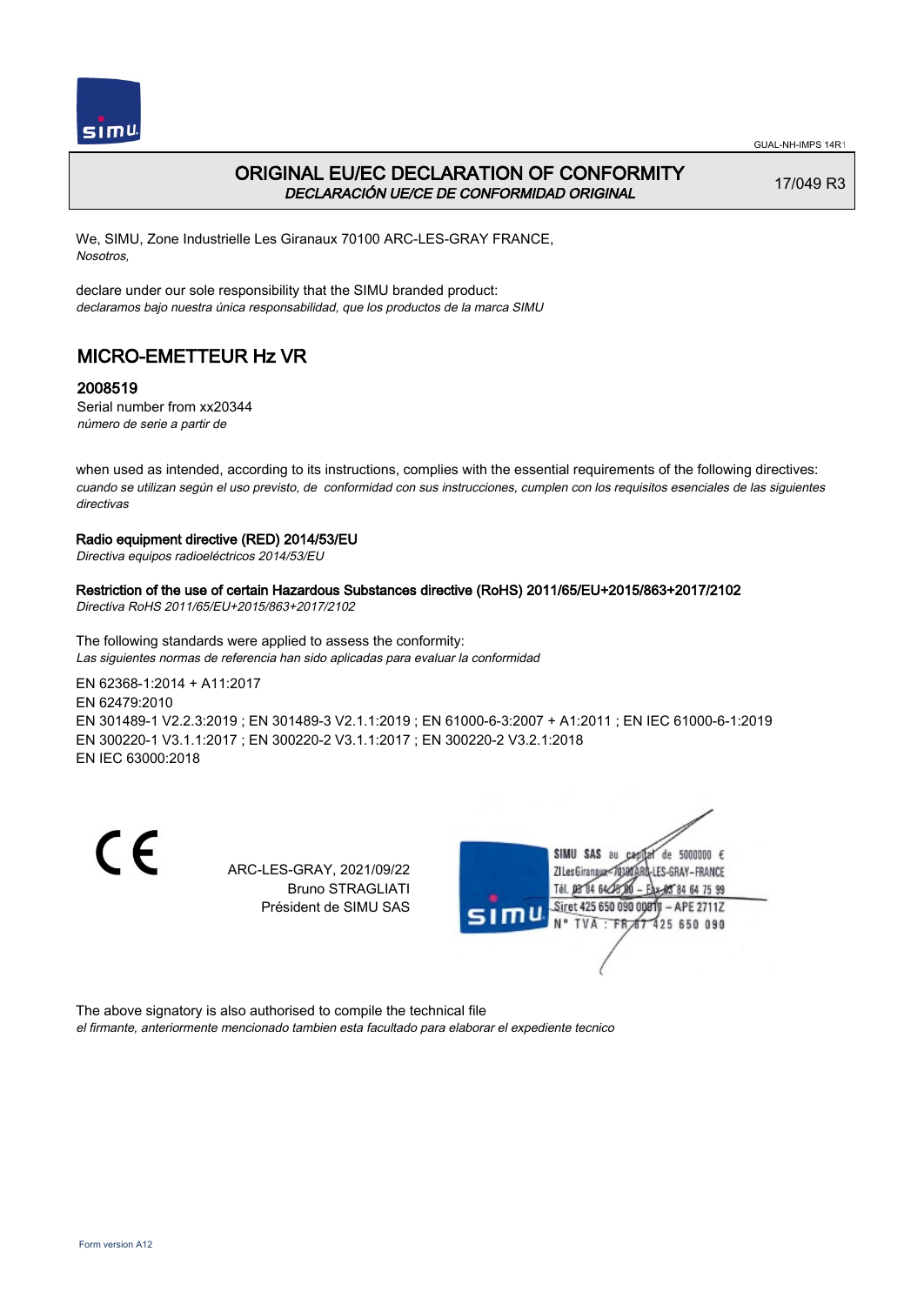GUAL-NH-IMPS 14R1

# ORIGINAL EU/EC DECLARATION OF CONFORMITY

*DECLARACIÓN UE/CE DE CONFORMIDAD ORIGINAL*

17/049 R3

We, SIMU, Zone Industrielle Les Giranaux 70100 ARC-LES-GRAY FRANCE,
*Nosotros,*

declare under our sole responsibility that the SIMU branded product:
*declaramos bajo nuestra única responsabilidad, que los productos de la marca SIMU*

## MICRO-EMETTEUR Hz VR

### 2008519

Serial number from xx20344
*número de serie a partir de*

when used as intended, according to its instructions, complies with the essential requirements of the following directives:
*cuando se utilizan según el uso previsto, de conformidad con sus instrucciones, cumplen con los requisitos esenciales de las siguientes directivas*

**Radio equipment directive (RED) 2014/53/EU**
*Directiva equipos radioeléctricos 2014/53/EU*

**Restriction of the use of certain Hazardous Substances directive (RoHS) 2011/65/EU+2015/863+2017/2102**
*Directiva RoHS 2011/65/EU+2015/863+2017/2102*

The following standards were applied to assess the conformity:
*Las siguientes normas de referencia han sido aplicadas para evaluar la conformidad*

EN 62368-1:2014 + A11:2017
EN 62479:2010
EN 301489-1 V2.2.3:2019 ; EN 301489-3 V2.1.1:2019 ; EN 61000-6-3:2007 + A1:2011 ; EN IEC 61000-6-1:2019
EN 300220-1 V3.1.1:2017 ; EN 300220-2 V3.1.1:2017 ; EN 300220-2 V3.2.1:2018
EN IEC 63000:2018

CE

ARC-LES-GRAY, 2021/09/22
Bruno STRAGLIATI
Président de SIMU SAS

SIMU SAS au capital de 5000000 €
ZI Les Giranaux 70100 ARC-LES-GRAY-FRANCE
Tél. 03 84 64 75 00 – Fax 03 84 64 75 99
Siret 425 650 090 00011 – APE 2711Z
N° TVA : FR 87 425 650 090

The above signatory is also authorised to compile the technical file
*el firmante, anteriormente mencionado tambien esta facultado para elaborar el expediente tecnico*

Form version A12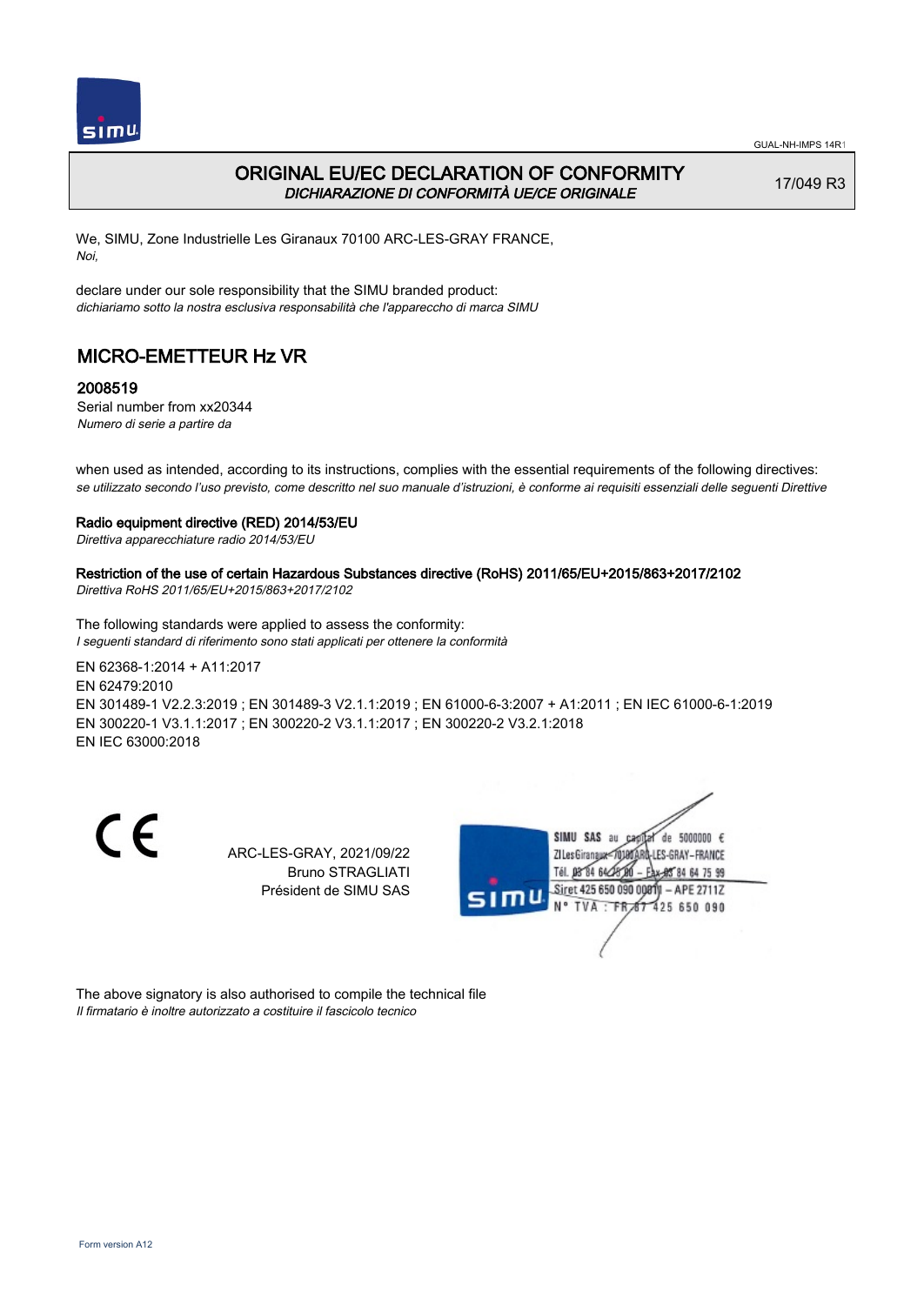# ORIGINAL EU/EC DECLARATION OF CONFORMITY

*DICHIARAZIONE DI CONFORMITÀ UE/CE ORIGINALE*

17/049 R3

We, SIMU, Zone Industrielle Les Giranaux 70100 ARC-LES-GRAY FRANCE,
*Noi,*

declare under our sole responsibility that the SIMU branded product:
*dichiariamo sotto la nostra esclusiva responsabilità che l'apparecchio di marca SIMU*

## MICRO-EMETTEUR Hz VR

### 2008519

Serial number from xx20344
*Numero di serie a partire da*

when used as intended, according to its instructions, complies with the essential requirements of the following directives:
*se utilizzato secondo l'uso previsto, come descritto nel suo manuale d'istruzioni, è conforme ai requisiti essenziali delle seguenti Direttive*

**Radio equipment directive (RED) 2014/53/EU**
*Direttiva apparecchiature radio 2014/53/EU*

**Restriction of the use of certain Hazardous Substances directive (RoHS) 2011/65/EU+2015/863+2017/2102**
*Direttiva RoHS 2011/65/EU+2015/863+2017/2102*

The following standards were applied to assess the conformity:
*I seguenti standard di riferimento sono stati applicati per ottenere la conformità*

EN 62368-1:2014 + A11:2017
EN 62479:2010
EN 301489-1 V2.2.3:2019 ; EN 301489-3 V2.1.1:2019 ; EN 61000-6-3:2007 + A1:2011 ; EN IEC 61000-6-1:2019
EN 300220-1 V3.1.1:2017 ; EN 300220-2 V3.1.1:2017 ; EN 300220-2 V3.2.1:2018
EN IEC 63000:2018

CE

ARC-LES-GRAY, 2021/09/22
Bruno STRAGLIATI
Président de SIMU SAS

SIMU SAS au capital de 5000000 €
ZI Les Giranaux 70100 ARC-LES-GRAY-FRANCE
Tél. 03 84 64 75 00 – Fax 03 84 64 75 99
Siret 425 650 090 00011 – APE 2711Z
N° TVA : FR 67 425 650 090

The above signatory is also authorised to compile the technical file
*Il firmatario è inoltre autorizzato a costituire il fascicolo tecnico*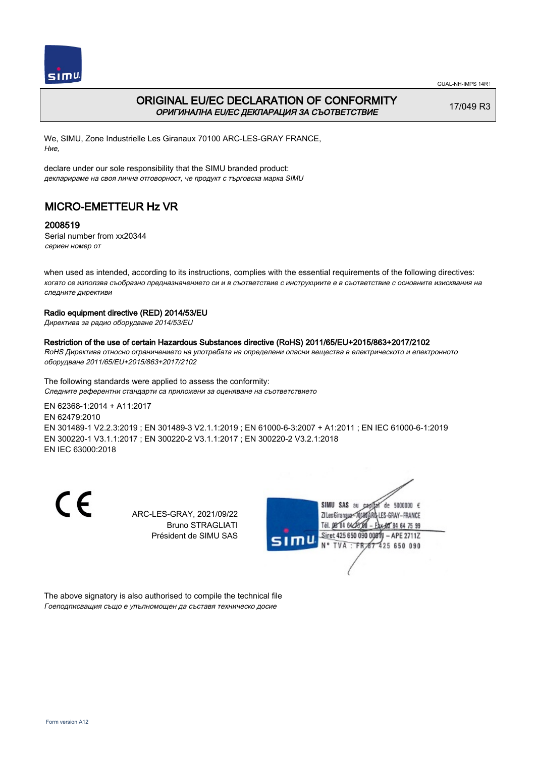# ORIGINAL EU/EC DECLARATION OF CONFORMITY

*ОРИГИНАЛНА EU/EC ДЕКЛАРАЦИЯ ЗА СЪОТВЕТСТВИЕ*

17/049 R3

We, SIMU, Zone Industrielle Les Giranaux 70100 ARC-LES-GRAY FRANCE,
*Ние,*

declare under our sole responsibility that the SIMU branded product:
*декларираме на своя лична отговорност, че продукт с търговска марка SIMU*

## MICRO-EMETTEUR Hz VR

### 2008519

Serial number from xx20344
*сериен номер от*

when used as intended, according to its instructions, complies with the essential requirements of the following directives:
*когато се използва съобразно предназначението си и в съответствие с инструкциите е в съответствие с основните изисквания на следните директиви*

**Radio equipment directive (RED) 2014/53/EU**
*Директива за радио оборудване 2014/53/EU*

**Restriction of the use of certain Hazardous Substances directive (RoHS) 2011/65/EU+2015/863+2017/2102**
*RoHS Директива относно ограничението на употребата на определени опасни вещества в електрическото и електронното оборудване 2011/65/EU+2015/863+2017/2102*

The following standards were applied to assess the conformity:
*Следните референтни стандарти са приложени за оценяване на съответствието*

EN 62368-1:2014 + A11:2017
EN 62479:2010
EN 301489-1 V2.2.3:2019 ; EN 301489-3 V2.1.1:2019 ; EN 61000-6-3:2007 + A1:2011 ; EN IEC 61000-6-1:2019
EN 300220-1 V3.1.1:2017 ; EN 300220-2 V3.1.1:2017 ; EN 300220-2 V3.2.1:2018
EN IEC 63000:2018

CE

ARC-LES-GRAY, 2021/09/22
Bruno STRAGLIATI
Président de SIMU SAS

SIMU SAS au capital de 5000000 €
ZI Les Giranaux 70100 ARC-LES-GRAY–FRANCE
Tél. 03 84 64 75 00 – Fax 03 84 64 75 99
Siret 425 650 090 00011 – APE 2711Z
N° TVA : FR 67 425 650 090

The above signatory is also authorised to compile the technical file
*Гоеподписващия също е упълномощен да съставя техническо досие*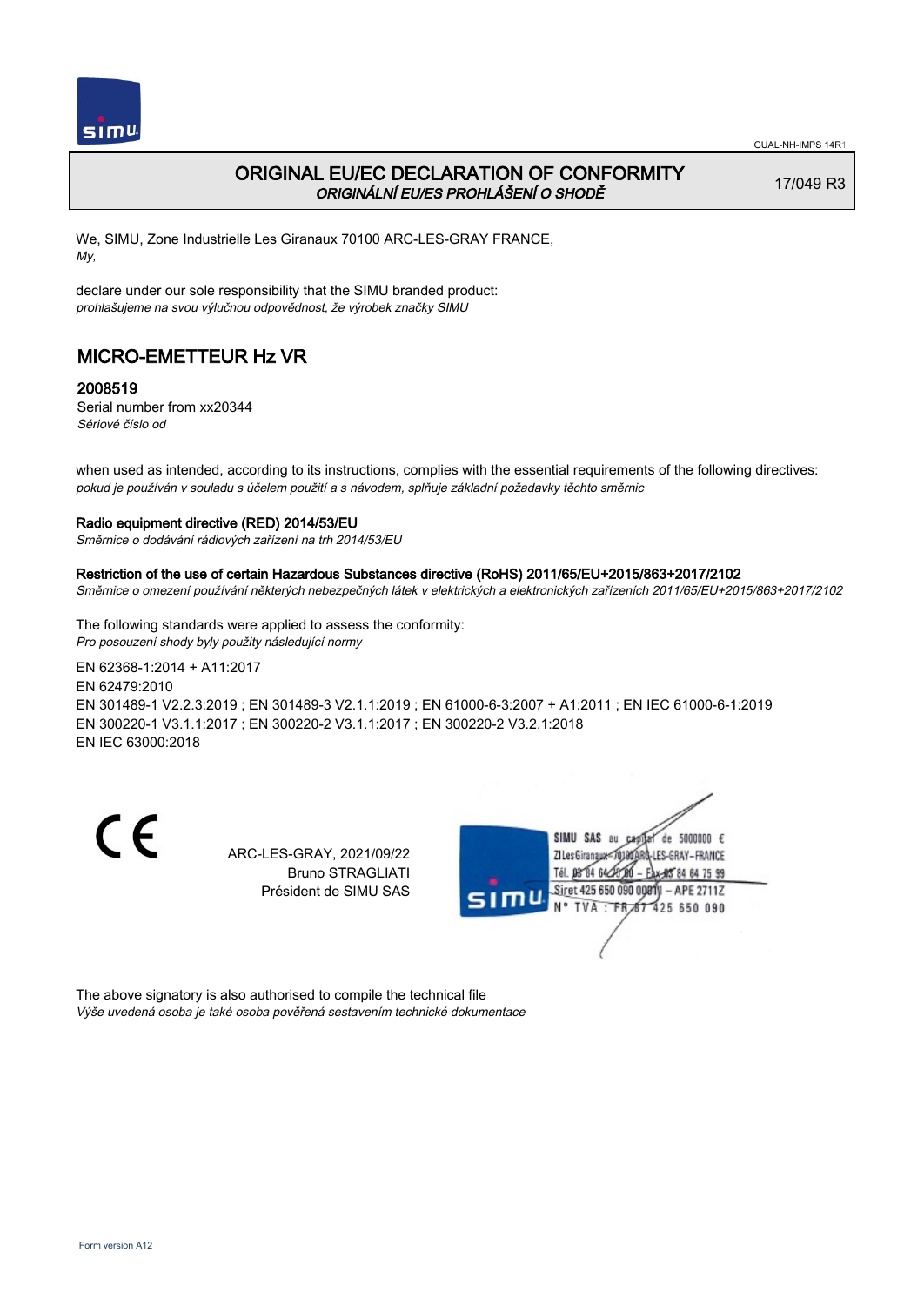# ORIGINAL EU/EC DECLARATION OF CONFORMITY
*ORIGINÁLNÍ EU/ES PROHLÁŠENÍ O SHODĚ*

17/049 R3

We, SIMU, Zone Industrielle Les Giranaux 70100 ARC-LES-GRAY FRANCE,
*My,*

declare under our sole responsibility that the SIMU branded product:
*prohlašujeme na svou výlučnou odpovědnost, že výrobek značky SIMU*

## MICRO-EMETTEUR Hz VR

### 2008519

Serial number from xx20344
*Sériové číslo od*

when used as intended, according to its instructions, complies with the essential requirements of the following directives:
*pokud je používán v souladu s účelem použití a s návodem, splňuje základní požadavky těchto směrnic*

**Radio equipment directive (RED) 2014/53/EU**
*Směrnice o dodávání rádiových zařízení na trh 2014/53/EU*

**Restriction of the use of certain Hazardous Substances directive (RoHS) 2011/65/EU+2015/863+2017/2102**
*Směrnice o omezení používání některých nebezpečných látek v elektrických a elektronických zařízeních 2011/65/EU+2015/863+2017/2102*

The following standards were applied to assess the conformity:
*Pro posouzení shody byly použity následující normy*

EN 62368-1:2014 + A11:2017
EN 62479:2010
EN 301489-1 V2.2.3:2019 ; EN 301489-3 V2.1.1:2019 ; EN 61000-6-3:2007 + A1:2011 ; EN IEC 61000-6-1:2019
EN 300220-1 V3.1.1:2017 ; EN 300220-2 V3.1.1:2017 ; EN 300220-2 V3.2.1:2018
EN IEC 63000:2018

ARC-LES-GRAY, 2021/09/22
Bruno STRAGLIATI
Président de SIMU SAS

SIMU SAS au capital de 5000000 €
ZI Les Giranaux 70100 ARC-LES-GRAY-FRANCE
Tél. 03 84 64 75 00 – Fax 03 84 64 75 99
Siret 425 650 090 00011 – APE 2711Z
N° TVA : FR 87 425 650 090

The above signatory is also authorised to compile the technical file
*Výše uvedená osoba je také osoba pověřená sestavením technické dokumentace*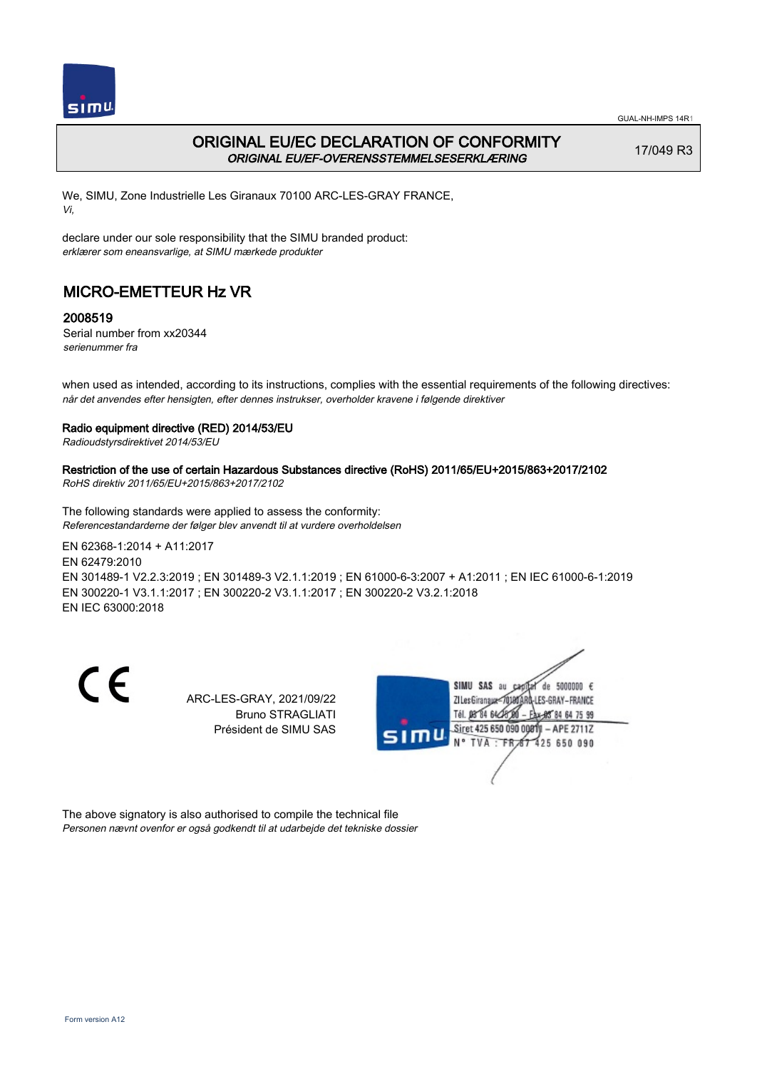# ORIGINAL EU/EC DECLARATION OF CONFORMITY

***ORIGINAL EU/EF-OVERENSSTEMMELSESERKLÆRING***

17/049 R3

We, SIMU, Zone Industrielle Les Giranaux 70100 ARC-LES-GRAY FRANCE,
*Vi,*

declare under our sole responsibility that the SIMU branded product:
*erklærer som eneansvarlige, at SIMU mærkede produkter*

## MICRO-EMETTEUR Hz VR

### 2008519

Serial number from xx20344
*serienummer fra*

when used as intended, according to its instructions, complies with the essential requirements of the following directives:
*når det anvendes efter hensigten, efter dennes instrukser, overholder kravene i følgende direktiver*

**Radio equipment directive (RED) 2014/53/EU**
*Radioudstyrsdirektivet 2014/53/EU*

**Restriction of the use of certain Hazardous Substances directive (RoHS) 2011/65/EU+2015/863+2017/2102**
*RoHS direktiv 2011/65/EU+2015/863+2017/2102*

The following standards were applied to assess the conformity:
*Referencestandarderne der følger blev anvendt til at vurdere overholdelsen*

EN 62368-1:2014 + A11:2017
EN 62479:2010
EN 301489-1 V2.2.3:2019 ; EN 301489-3 V2.1.1:2019 ; EN 61000-6-3:2007 + A1:2011 ; EN IEC 61000-6-1:2019
EN 300220-1 V3.1.1:2017 ; EN 300220-2 V3.1.1:2017 ; EN 300220-2 V3.2.1:2018
EN IEC 63000:2018

CE

ARC-LES-GRAY, 2021/09/22
Bruno STRAGLIATI
Président de SIMU SAS

SIMU SAS au capital de 5000000 €
ZI Les Giranaux 70100 ARC-LES-GRAY-FRANCE
Tél. 03 84 64 75 00 – Fax 03 84 64 75 99
Siret 425 650 090 00011 – APE 2711Z
N° TVA : FR 87 425 650 090

The above signatory is also authorised to compile the technical file
*Personen nævnt ovenfor er også godkendt til at udarbejde det tekniske dossier*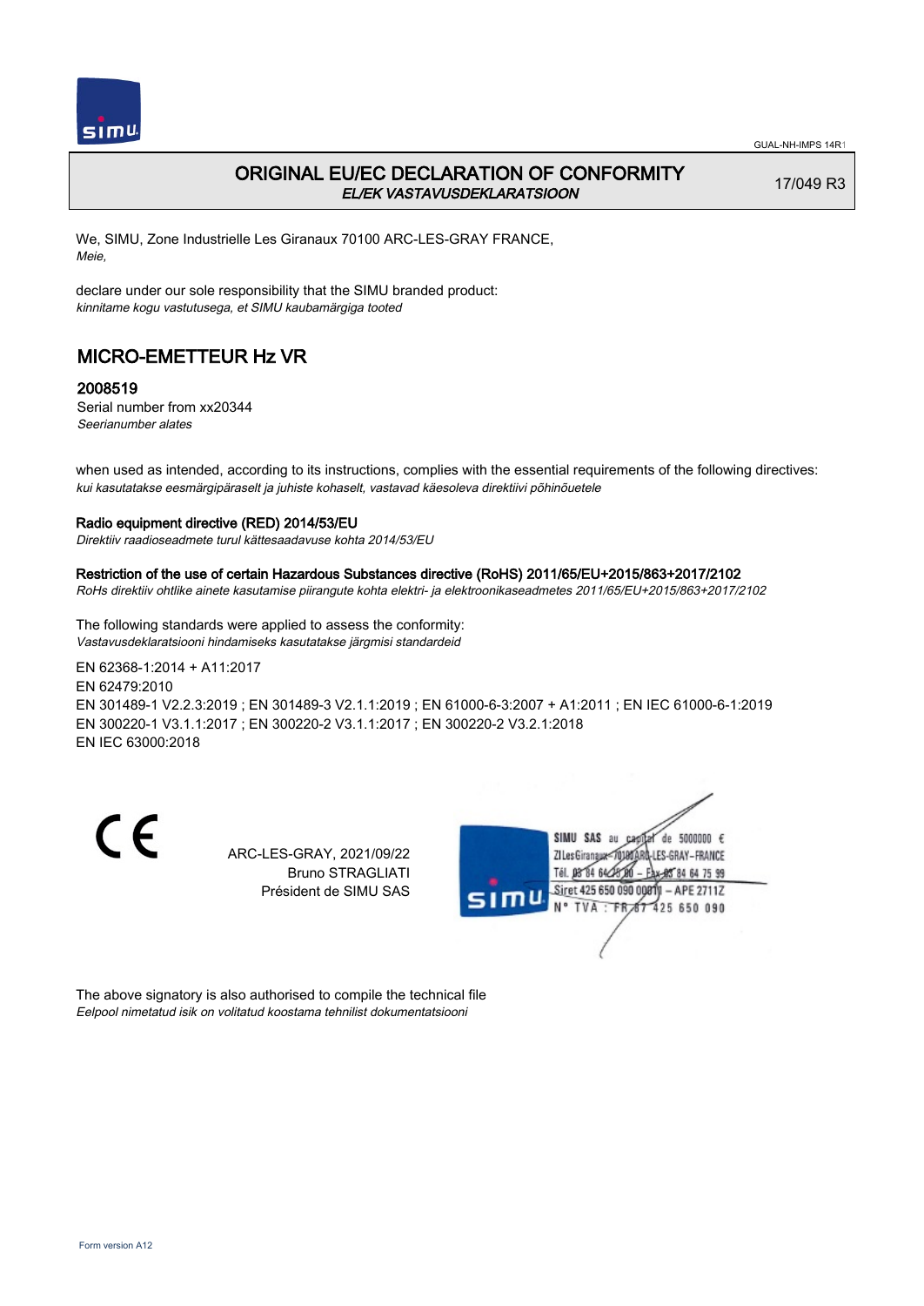GUAL-NH-IMPS 14R1

# ORIGINAL EU/EC DECLARATION OF CONFORMITY

*EL/EK VASTAVUSDEKLARATSIOON*

17/049 R3

We, SIMU, Zone Industrielle Les Giranaux 70100 ARC-LES-GRAY FRANCE,
*Meie,*

declare under our sole responsibility that the SIMU branded product:
*kinnitame kogu vastutusega, et SIMU kaubamärgiga tooted*

## MICRO-EMETTEUR Hz VR

### 2008519

Serial number from xx20344
*Seerianumber alates*

when used as intended, according to its instructions, complies with the essential requirements of the following directives:
*kui kasutatakse eesmärgipäraselt ja juhiste kohaselt, vastavad käesoleva direktiivi põhinõuetele*

**Radio equipment directive (RED) 2014/53/EU**
*Direktiiv raadioseadmete turul kättesaadavuse kohta 2014/53/EU*

**Restriction of the use of certain Hazardous Substances directive (RoHS) 2011/65/EU+2015/863+2017/2102**
*RoHs direktiiv ohtlike ainete kasutamise piirangute kohta elektri- ja elektroonikaseadmetes 2011/65/EU+2015/863+2017/2102*

The following standards were applied to assess the conformity:
*Vastavusdeklaratsiooni hindamiseks kasutatakse järgmisi standardeid*

EN 62368-1:2014 + A11:2017
EN 62479:2010
EN 301489-1 V2.2.3:2019 ; EN 301489-3 V2.1.1:2019 ; EN 61000-6-3:2007 + A1:2011 ; EN IEC 61000-6-1:2019
EN 300220-1 V3.1.1:2017 ; EN 300220-2 V3.1.1:2017 ; EN 300220-2 V3.2.1:2018
EN IEC 63000:2018

CE

ARC-LES-GRAY, 2021/09/22
Bruno STRAGLIATI
Président de SIMU SAS

SIMU SAS au capital de 5000000 €
ZI Les Giranaux 70100 ARC-LES-GRAY-FRANCE
Tél. 03 84 64 75 00 – Fax 03 84 64 75 99
Siret 425 650 090 00011 – APE 2711Z
N° TVA : FR 67 425 650 090

The above signatory is also authorised to compile the technical file
*Eelpool nimetatud isik on volitatud koostama tehnilist dokumentatsiooni*

Form version A12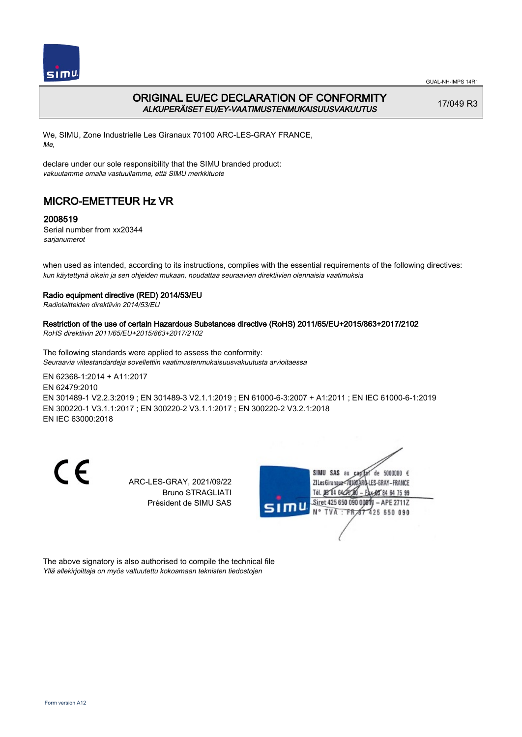# ORIGINAL EU/EC DECLARATION OF CONFORMITY
*ALKUPERÄISET EU/EY-VAATIMUSTENMUKAISUUSVAKUUTUS*

17/049 R3

We, SIMU, Zone Industrielle Les Giranaux 70100 ARC-LES-GRAY FRANCE,
*Me,*

declare under our sole responsibility that the SIMU branded product:
*vakuutamme omalla vastuullamme, että SIMU merkkituote*

## MICRO-EMETTEUR Hz VR

### 2008519

Serial number from xx20344
*sarjanumerot*

when used as intended, according to its instructions, complies with the essential requirements of the following directives:
*kun käytettynä oikein ja sen ohjeiden mukaan, noudattaa seuraavien direktiivien olennaisia vaatimuksia*

**Radio equipment directive (RED) 2014/53/EU**
*Radiolaitteiden direktiivin 2014/53/EU*

**Restriction of the use of certain Hazardous Substances directive (RoHS) 2011/65/EU+2015/863+2017/2102**
*RoHS direktiivin 2011/65/EU+2015/863+2017/2102*

The following standards were applied to assess the conformity:
*Seuraavia viitestandardeja sovellettiin vaatimustenmukaisuusvakuutusta arvioitaessa*

EN 62368-1:2014 + A11:2017
EN 62479:2010
EN 301489-1 V2.2.3:2019 ; EN 301489-3 V2.1.1:2019 ; EN 61000-6-3:2007 + A1:2011 ; EN IEC 61000-6-1:2019
EN 300220-1 V3.1.1:2017 ; EN 300220-2 V3.1.1:2017 ; EN 300220-2 V3.2.1:2018
EN IEC 63000:2018

ARC-LES-GRAY, 2021/09/22
Bruno STRAGLIATI
Président de SIMU SAS

SIMU SAS au capital de 5000000 €
ZI Les Giranaux 70100 ARC-LES-GRAY-FRANCE
Tél. 03 84 64 75 00 – Fax 03 84 64 75 99
Siret 425 650 090 00011 – APE 2711Z
N° TVA : FR 67 425 650 090

The above signatory is also authorised to compile the technical file
*Yllä allekirjoittaja on myös valtuutettu kokoamaan teknisten tiedostojen*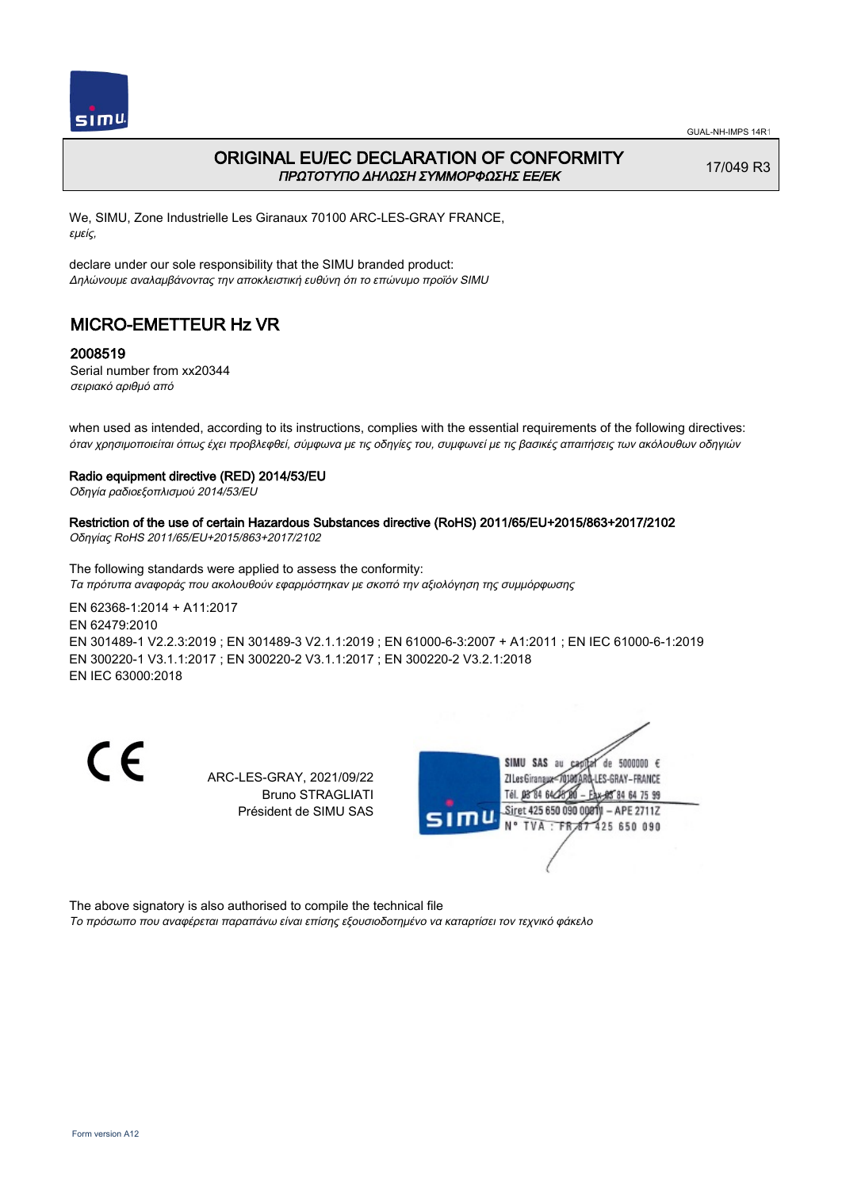# ORIGINAL EU/EC DECLARATION OF CONFORMITY

*ΠΡΩΤΟΤΥΠΟ ΔΗΛΩΣΗ ΣΥΜΜΟΡΦΩΣΗΣ ΕΕ/ΕΚ*

17/049 R3

We, SIMU, Zone Industrielle Les Giranaux 70100 ARC-LES-GRAY FRANCE,
*εμείς,*

declare under our sole responsibility that the SIMU branded product:
*Δηλώνουμε αναλαμβάνοντας την αποκλειστική ευθύνη ότι το επώνυμο προϊόν SIMU*

## MICRO-EMETTEUR Hz VR

### 2008519

Serial number from xx20344
*σειριακό αριθμό από*

when used as intended, according to its instructions, complies with the essential requirements of the following directives:
*όταν χρησιμοποιείται όπως έχει προβλεφθεί, σύμφωνα με τις οδηγίες του, συμφωνεί με τις βασικές απαιτήσεις των ακόλουθων οδηγιών*

**Radio equipment directive (RED) 2014/53/EU**
*Οδηγία ραδιοεξοπλισμού 2014/53/EU*

**Restriction of the use of certain Hazardous Substances directive (RoHS) 2011/65/EU+2015/863+2017/2102**
*Οδηγίας RoHS 2011/65/EU+2015/863+2017/2102*

The following standards were applied to assess the conformity:
*Τα πρότυπα αναφοράς που ακολουθούν εφαρμόστηκαν με σκοπό την αξιολόγηση της συμμόρφωσης*

EN 62368-1:2014 + A11:2017
EN 62479:2010
EN 301489-1 V2.2.3:2019 ; EN 301489-3 V2.1.1:2019 ; EN 61000-6-3:2007 + A1:2011 ; EN IEC 61000-6-1:2019
EN 300220-1 V3.1.1:2017 ; EN 300220-2 V3.1.1:2017 ; EN 300220-2 V3.2.1:2018
EN IEC 63000:2018

ARC-LES-GRAY, 2021/09/22
Bruno STRAGLIATI
Président de SIMU SAS

SIMU SAS au capital de 5000000 €
ZI Les Giranaux 70100 ARC-LES-GRAY-FRANCE
Tél. 03 84 64 75 00 – Fax 03 84 64 75 99
Siret 425 650 090 00011 – APE 2711Z
N° TVA : FR 87 425 650 090

The above signatory is also authorised to compile the technical file
*Το πρόσωπο που αναφέρεται παραπάνω είναι επίσης εξουσιοδοτημένο να καταρτίσει τον τεχνικό φάκελο*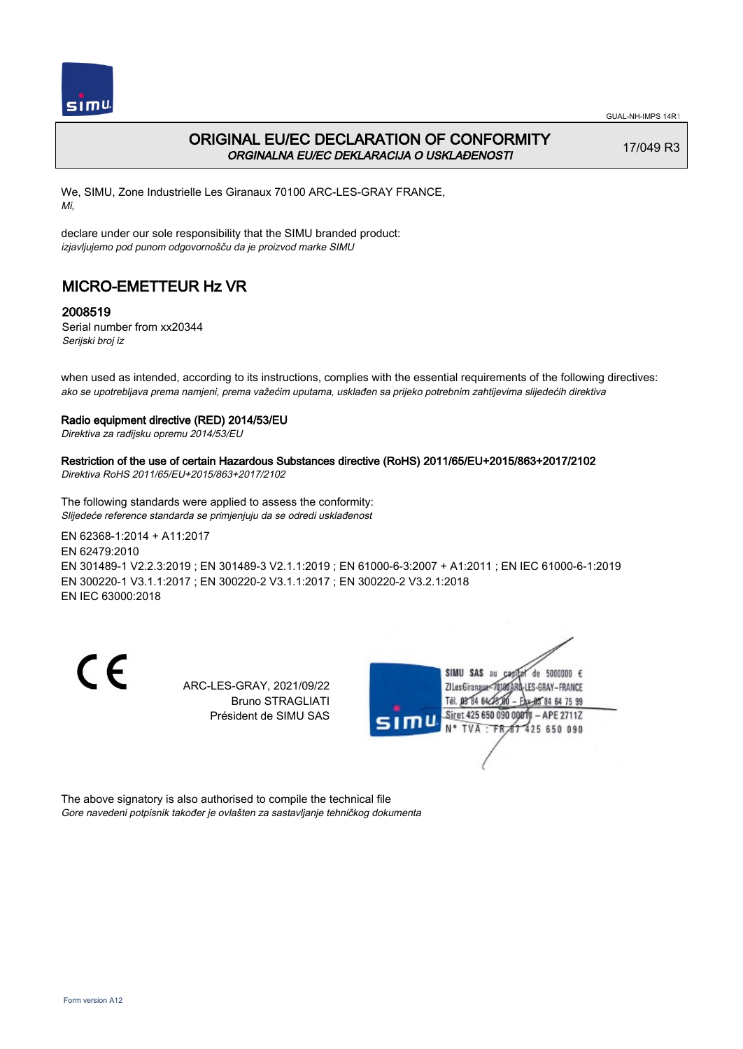GUAL-NH-IMPS 14R1

# ORIGINAL EU/EC DECLARATION OF CONFORMITY
*ORGINALNA EU/EC DEKLARACIJA O USKLAĐENOSTI*

17/049 R3

We, SIMU, Zone Industrielle Les Giranaux 70100 ARC-LES-GRAY FRANCE,
*Mi,*

declare under our sole responsibility that the SIMU branded product:
*izjavljujemo pod punom odgovornošču da je proizvod marke SIMU*

## MICRO-EMETTEUR Hz VR

### 2008519

Serial number from xx20344
*Serijski broj iz*

when used as intended, according to its instructions, complies with the essential requirements of the following directives:
*ako se upotrebljava prema namjeni, prema važećim uputama, usklađen sa prijeko potrebnim zahtijevima slijedećih direktiva*

**Radio equipment directive (RED) 2014/53/EU**
*Direktiva za radijsku opremu 2014/53/EU*

**Restriction of the use of certain Hazardous Substances directive (RoHS) 2011/65/EU+2015/863+2017/2102**
*Direktiva RoHS 2011/65/EU+2015/863+2017/2102*

The following standards were applied to assess the conformity:
*Slijedeće reference standarda se primjenjuju da se odredi usklađenost*

EN 62368-1:2014 + A11:2017
EN 62479:2010
EN 301489-1 V2.2.3:2019 ; EN 301489-3 V2.1.1:2019 ; EN 61000-6-3:2007 + A1:2011 ; EN IEC 61000-6-1:2019
EN 300220-1 V3.1.1:2017 ; EN 300220-2 V3.1.1:2017 ; EN 300220-2 V3.2.1:2018
EN IEC 63000:2018

ARC-LES-GRAY, 2021/09/22
Bruno STRAGLIATI
Président de SIMU SAS

SIMU SAS au capital de 5000000 €
ZI Les Giranaux 70100 ARC-LES-GRAY-FRANCE
Tél. 03 84 64 75 00 – Fax 03 84 64 75 99
Siret 425 650 090 00011 – APE 2711Z
N° TVA : FR 67 425 650 090

The above signatory is also authorised to compile the technical file
*Gore navedeni potpisnik također je ovlašten za sastavljanje tehničkog dokumenta*

Form version A12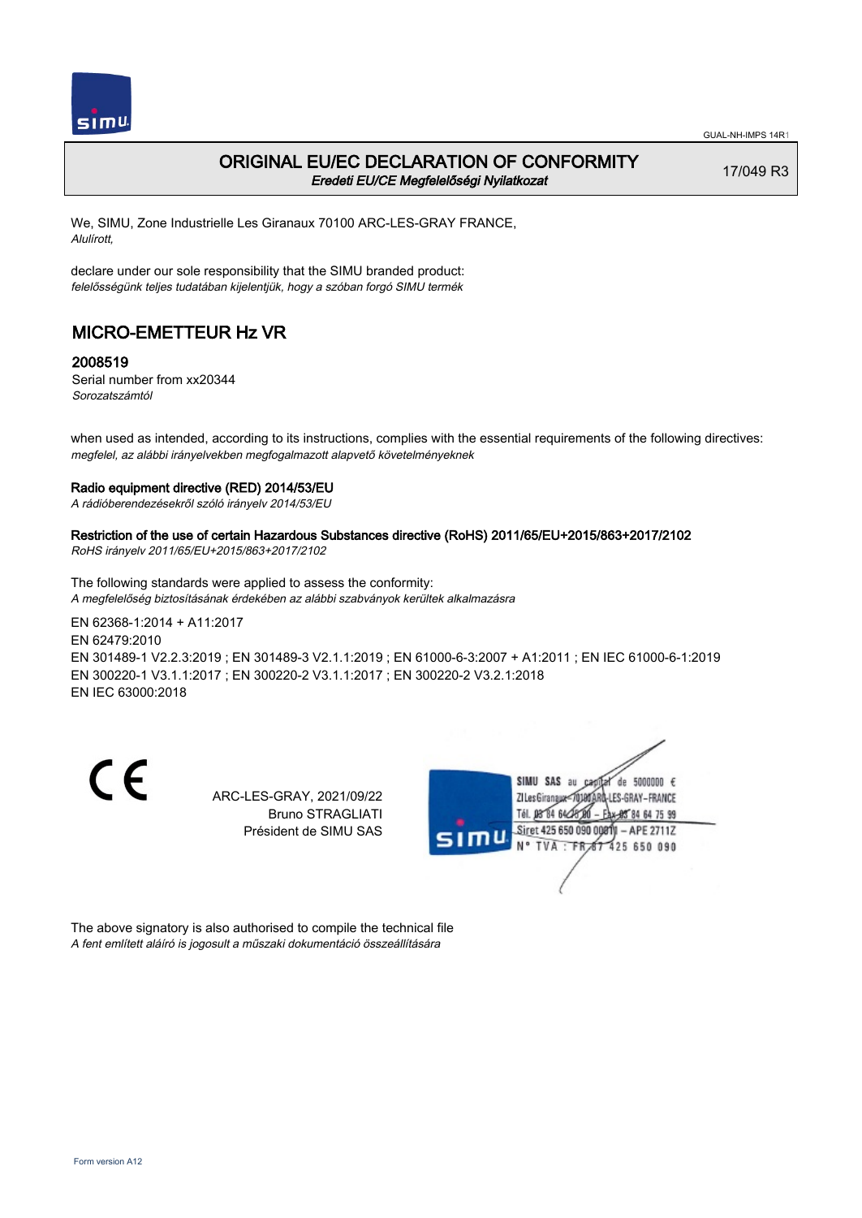# ORIGINAL EU/EC DECLARATION OF CONFORMITY

*Eredeti EU/CE Megfelelőségi Nyilatkozat*

17/049 R3

We, SIMU, Zone Industrielle Les Giranaux 70100 ARC-LES-GRAY FRANCE,
*Alulírott,*

declare under our sole responsibility that the SIMU branded product:
*felelősségünk teljes tudatában kijelentjük, hogy a szóban forgó SIMU termék*

## MICRO-EMETTEUR Hz VR

### 2008519

Serial number from xx20344
*Sorozatszámtól*

when used as intended, according to its instructions, complies with the essential requirements of the following directives:
*megfelel, az alábbi irányelvekben megfogalmazott alapvető követelményeknek*

**Radio equipment directive (RED) 2014/53/EU**
*A rádióberendezésekről szóló irányelv 2014/53/EU*

**Restriction of the use of certain Hazardous Substances directive (RoHS) 2011/65/EU+2015/863+2017/2102**
*RoHS irányelv 2011/65/EU+2015/863+2017/2102*

The following standards were applied to assess the conformity:
*A megfelelőség biztosításának érdekében az alábbi szabványok kerültek alkalmazásra*

EN 62368-1:2014 + A11:2017
EN 62479:2010
EN 301489-1 V2.2.3:2019 ; EN 301489-3 V2.1.1:2019 ; EN 61000-6-3:2007 + A1:2011 ; EN IEC 61000-6-1:2019
EN 300220-1 V3.1.1:2017 ; EN 300220-2 V3.1.1:2017 ; EN 300220-2 V3.2.1:2018
EN IEC 63000:2018

CE

ARC-LES-GRAY, 2021/09/22
Bruno STRAGLIATI
Président de SIMU SAS

SIMU SAS au capital de 5000000 €
ZI Les Giranaux 70100 ARC-LES-GRAY-FRANCE
Tél. 03 84 64 75 00 – Fax 03 84 64 75 99
Siret 425 650 090 00011 – APE 2711Z
N° TVA : FR 67 425 650 090

The above signatory is also authorised to compile the technical file
*A fent említett aláíró is jogosult a műszaki dokumentáció összeállítására*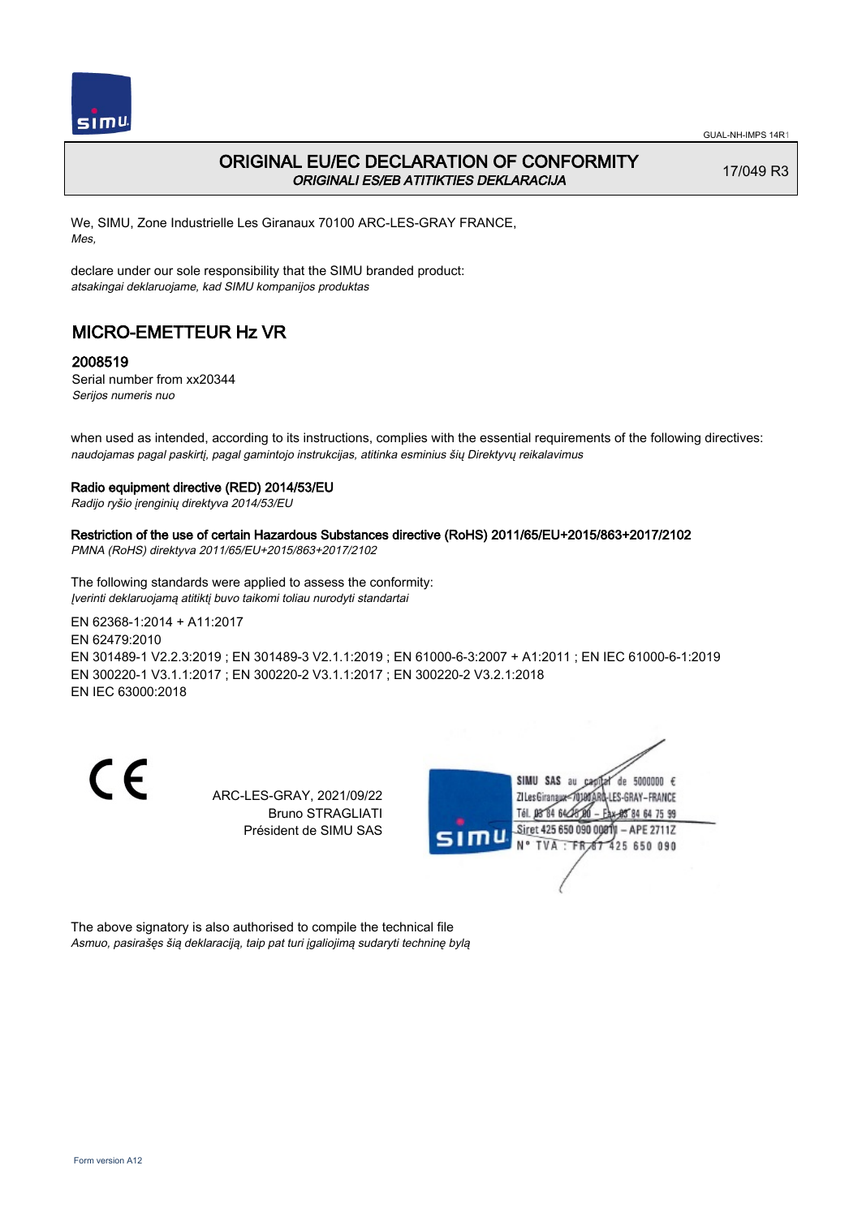# ORIGINAL EU/EC DECLARATION OF CONFORMITY

*ORIGINALI ES/EB ATITIKTIES DEKLARACIJA*

17/049 R3

We, SIMU, Zone Industrielle Les Giranaux 70100 ARC-LES-GRAY FRANCE,
*Mes,*

declare under our sole responsibility that the SIMU branded product:
*atsakingai deklaruojame, kad SIMU kompanijos produktas*

## MICRO-EMETTEUR Hz VR

### 2008519

Serial number from xx20344
*Serijos numeris nuo*

when used as intended, according to its instructions, complies with the essential requirements of the following directives:
*naudojamas pagal paskirtį, pagal gamintojo instrukcijas, atitinka esminius šių Direktyvų reikalavimus*

**Radio equipment directive (RED) 2014/53/EU**
*Radijo ryšio įrenginių direktyva 2014/53/EU*

**Restriction of the use of certain Hazardous Substances directive (RoHS) 2011/65/EU+2015/863+2017/2102**
*PMNA (RoHS) direktyva 2011/65/EU+2015/863+2017/2102*

The following standards were applied to assess the conformity:
*Įverinti deklaruojamą atitiktį buvo taikomi toliau nurodyti standartai*

EN 62368-1:2014 + A11:2017
EN 62479:2010
EN 301489-1 V2.2.3:2019 ; EN 301489-3 V2.1.1:2019 ; EN 61000-6-3:2007 + A1:2011 ; EN IEC 61000-6-1:2019
EN 300220-1 V3.1.1:2017 ; EN 300220-2 V3.1.1:2017 ; EN 300220-2 V3.2.1:2018
EN IEC 63000:2018

CE

ARC-LES-GRAY, 2021/09/22
Bruno STRAGLIATI
Président de SIMU SAS

SIMU SAS au capital de 5000000 €
ZI Les Giranaux 70100 ARC-LES-GRAY-FRANCE
Tél. 03 84 64 75 00 – Fax 03 84 64 75 99
Siret 425 650 090 00011 – APE 2711Z
N° TVA : FR 67 425 650 090

The above signatory is also authorised to compile the technical file
*Asmuo, pasirašęs šią deklaraciją, taip pat turi įgaliojimą sudaryti techninę bylą*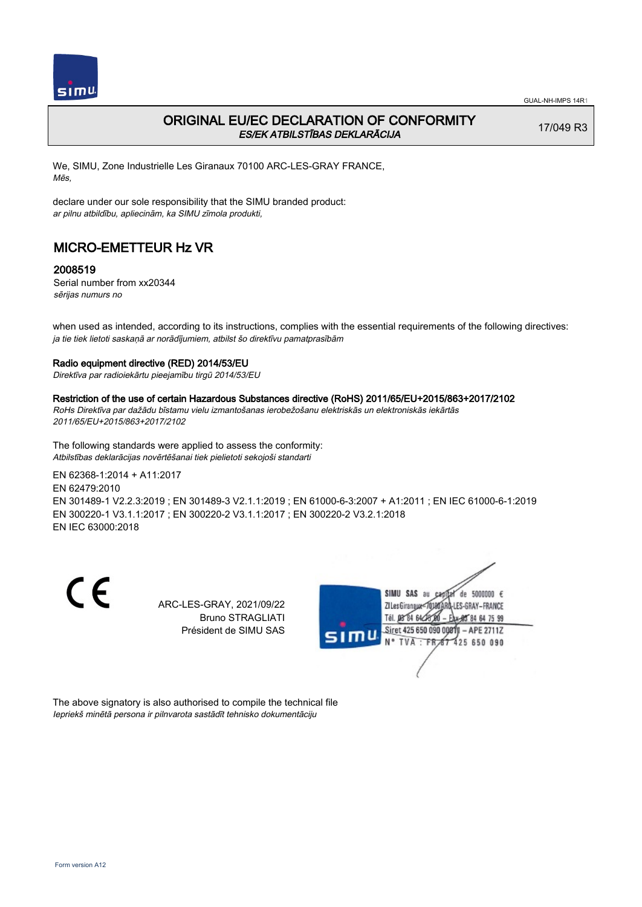GUAL-NH-IMPS 14R1

# ORIGINAL EU/EC DECLARATION OF CONFORMITY
*ES/EK ATBILSTĪBAS DEKLARĀCIJA*

17/049 R3

We, SIMU, Zone Industrielle Les Giranaux 70100 ARC-LES-GRAY FRANCE,
*Mēs,*

declare under our sole responsibility that the SIMU branded product:
*ar pilnu atbildību, apliecinām, ka SIMU zīmola produkti,*

## MICRO-EMETTEUR Hz VR

### 2008519

Serial number from xx20344
*sērijas numurs no*

when used as intended, according to its instructions, complies with the essential requirements of the following directives:
*ja tie tiek lietoti saskaņā ar norādījumiem, atbilst šo direktīvu pamatprasībām*

**Radio equipment directive (RED) 2014/53/EU**
*Direktīva par radioiekārtu pieejamību tirgū 2014/53/EU*

**Restriction of the use of certain Hazardous Substances directive (RoHS) 2011/65/EU+2015/863+2017/2102**
*RoHs Direktīva par dažādu bīstamu vielu izmantošanas ierobežošanu elektriskās un elektroniskās iekārtās 2011/65/EU+2015/863+2017/2102*

The following standards were applied to assess the conformity:
*Atbilstības deklarācijas novērtēšanai tiek pielietoti sekojoši standarti*

EN 62368-1:2014 + A11:2017
EN 62479:2010
EN 301489-1 V2.2.3:2019 ; EN 301489-3 V2.1.1:2019 ; EN 61000-6-3:2007 + A1:2011 ; EN IEC 61000-6-1:2019
EN 300220-1 V3.1.1:2017 ; EN 300220-2 V3.1.1:2017 ; EN 300220-2 V3.2.1:2018
EN IEC 63000:2018

CE

ARC-LES-GRAY, 2021/09/22
Bruno STRAGLIATI
Président de SIMU SAS

SIMU SAS au capital de 5000000 €
ZI Les Giranaux 70100 ARC-LES-GRAY-FRANCE
Tél. 03 84 64 75 00 – Fax 03 84 64 75 99
Siret 425 650 090 00011 – APE 2711Z
N° TVA : FR 87 425 650 090

The above signatory is also authorised to compile the technical file
*Iepriekš minētā persona ir pilnvarota sastādīt tehnisko dokumentāciju*

Form version A12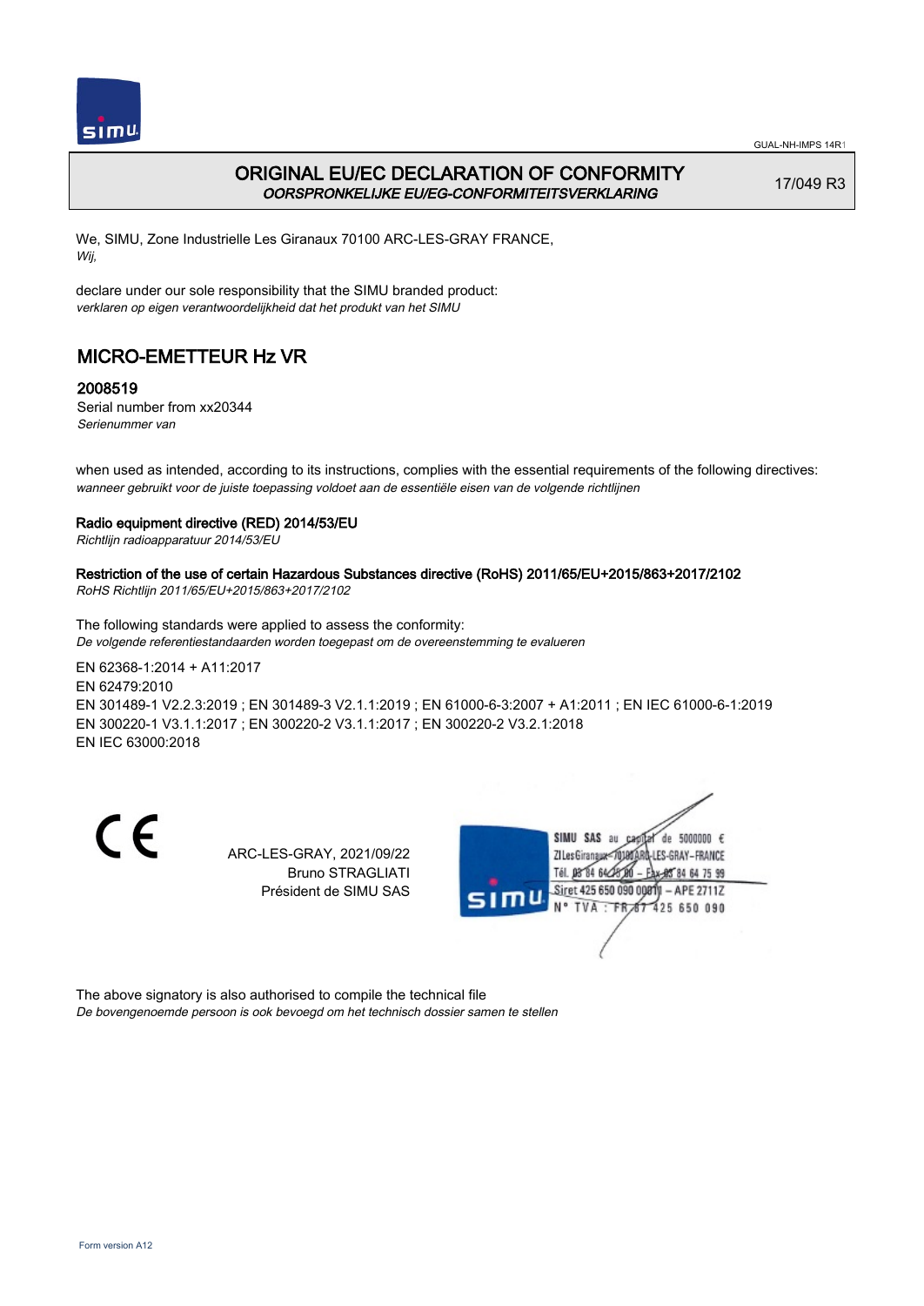GUAL-NH-IMPS 14R1

# ORIGINAL EU/EC DECLARATION OF CONFORMITY
*OORSPRONKELIJKE EU/EG-CONFORMITEITSVERKLARING*

17/049 R3

We, SIMU, Zone Industrielle Les Giranaux 70100 ARC-LES-GRAY FRANCE,
*Wij,*

declare under our sole responsibility that the SIMU branded product:
*verklaren op eigen verantwoordelijkheid dat het produkt van het SIMU*

## MICRO-EMETTEUR Hz VR

### 2008519

Serial number from xx20344
*Serienummer van*

when used as intended, according to its instructions, complies with the essential requirements of the following directives:
*wanneer gebruikt voor de juiste toepassing voldoet aan de essentiële eisen van de volgende richtlijnen*

**Radio equipment directive (RED) 2014/53/EU**
*Richtlijn radioapparatuur 2014/53/EU*

**Restriction of the use of certain Hazardous Substances directive (RoHS) 2011/65/EU+2015/863+2017/2102**
*RoHS Richtlijn 2011/65/EU+2015/863+2017/2102*

The following standards were applied to assess the conformity:
*De volgende referentiestandaarden worden toegepast om de overeenstemming te evalueren*

EN 62368-1:2014 + A11:2017
EN 62479:2010
EN 301489-1 V2.2.3:2019 ; EN 301489-3 V2.1.1:2019 ; EN 61000-6-3:2007 + A1:2011 ; EN IEC 61000-6-1:2019
EN 300220-1 V3.1.1:2017 ; EN 300220-2 V3.1.1:2017 ; EN 300220-2 V3.2.1:2018
EN IEC 63000:2018

CE

ARC-LES-GRAY, 2021/09/22
Bruno STRAGLIATI
Président de SIMU SAS

SIMU SAS au capital de 5000000 €
ZI Les Giranaux 70100 ARC-LES-GRAY-FRANCE
Tél. 03 84 64 75 00 – Fax 03 84 64 75 99
Siret 425 650 090 00011 – APE 2711Z
N° TVA : FR 67 425 650 090

The above signatory is also authorised to compile the technical file
*De bovengenoemde persoon is ook bevoegd om het technisch dossier samen te stellen*

Form version A12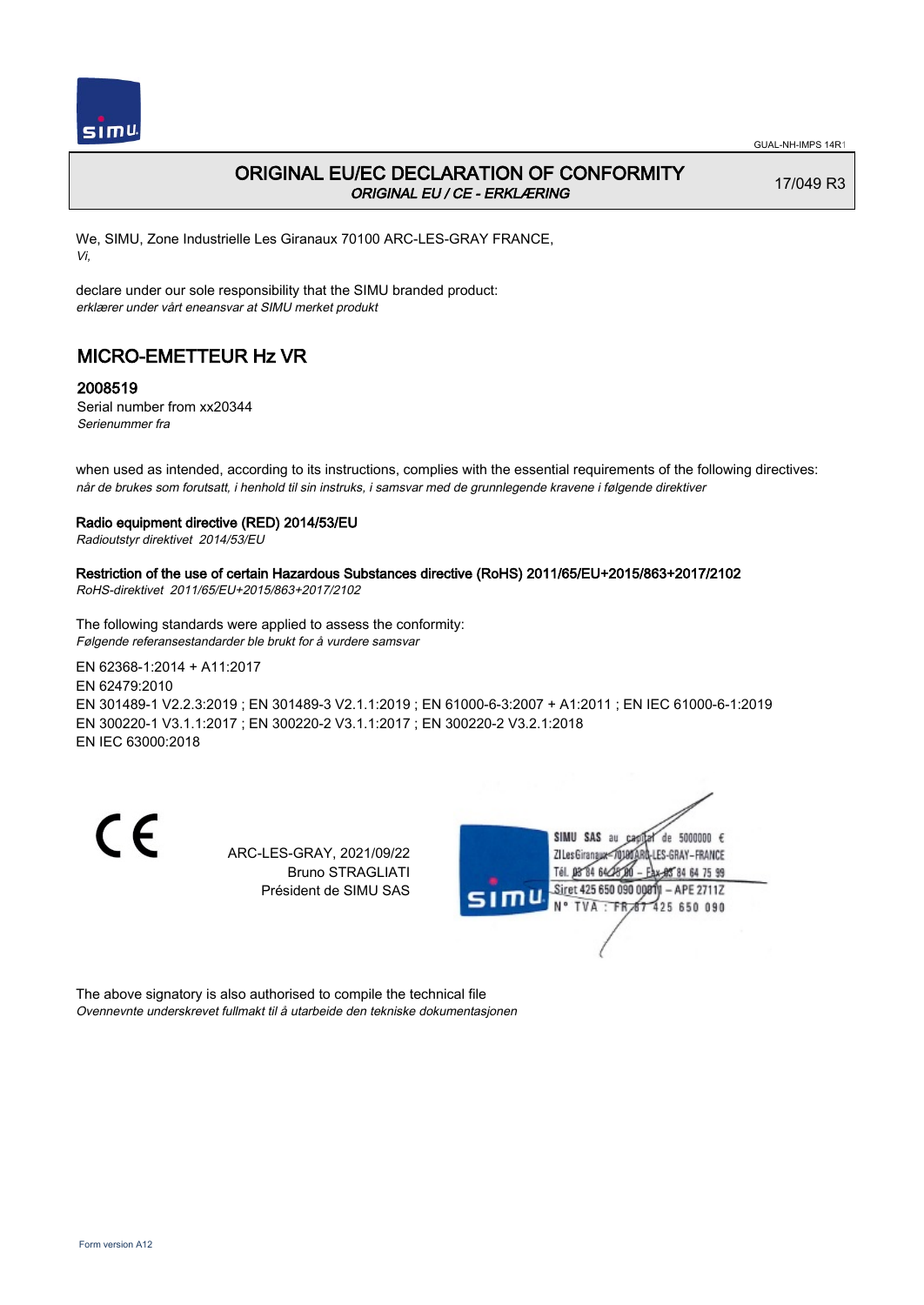GUAL-NH-IMPS 14R1

# ORIGINAL EU/EC DECLARATION OF CONFORMITY

*ORIGINAL EU / CE - ERKLÆRING*

17/049 R3

We, SIMU, Zone Industrielle Les Giranaux 70100 ARC-LES-GRAY FRANCE,
*Vi,*

declare under our sole responsibility that the SIMU branded product:
*erklærer under vårt eneansvar at SIMU merket produkt*

## MICRO-EMETTEUR Hz VR

### 2008519

Serial number from xx20344
*Serienummer fra*

when used as intended, according to its instructions, complies with the essential requirements of the following directives:
*når de brukes som forutsatt, i henhold til sin instruks, i samsvar med de grunnlegende kravene i følgende direktiver*

**Radio equipment directive (RED) 2014/53/EU**
*Radioutstyr direktivet 2014/53/EU*

**Restriction of the use of certain Hazardous Substances directive (RoHS) 2011/65/EU+2015/863+2017/2102**
*RoHS-direktivet 2011/65/EU+2015/863+2017/2102*

The following standards were applied to assess the conformity:
*Følgende referansestandarder ble brukt for å vurdere samsvar*

EN 62368-1:2014 + A11:2017
EN 62479:2010
EN 301489-1 V2.2.3:2019 ; EN 301489-3 V2.1.1:2019 ; EN 61000-6-3:2007 + A1:2011 ; EN IEC 61000-6-1:2019
EN 300220-1 V3.1.1:2017 ; EN 300220-2 V3.1.1:2017 ; EN 300220-2 V3.2.1:2018
EN IEC 63000:2018

CE

ARC-LES-GRAY, 2021/09/22
Bruno STRAGLIATI
Président de SIMU SAS

SIMU SAS au capital de 5000000 €
ZI Les Giranaux 70100 ARC-LES-GRAY-FRANCE
Tél. 03 84 64 75 00 – Fax 03 84 64 75 99
Siret 425 650 090 00011 – APE 2711Z
N° TVA : FR 87 425 650 090

The above signatory is also authorised to compile the technical file
*Ovennevnte underskrevet fullmakt til å utarbeide den tekniske dokumentasjonen*

Form version A12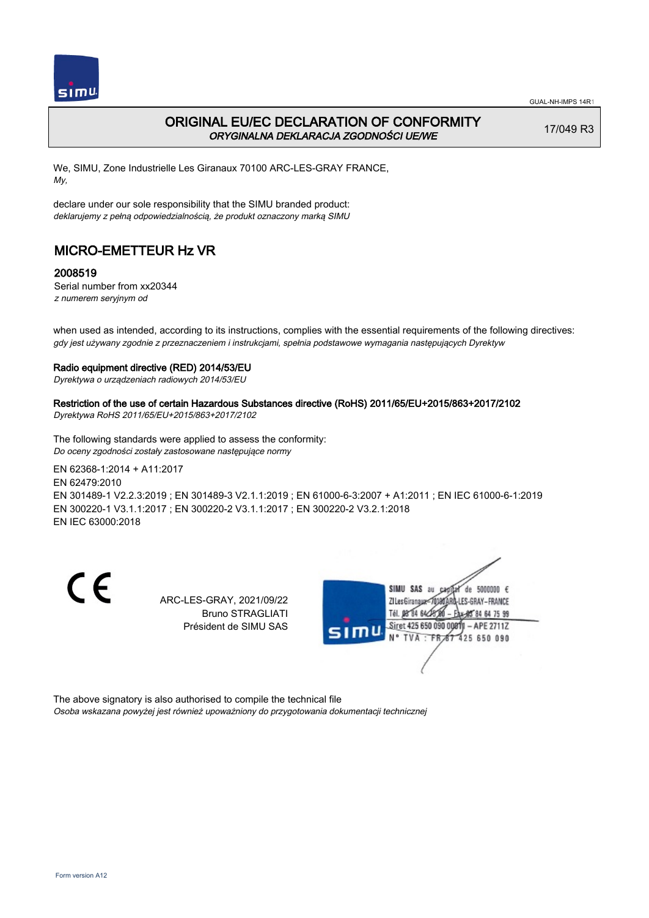GUAL-NH-IMPS 14R1

# ORIGINAL EU/EC DECLARATION OF CONFORMITY

*ORYGINALNA DEKLARACJA ZGODNOŚCI UE/WE*

17/049 R3

We, SIMU, Zone Industrielle Les Giranaux 70100 ARC-LES-GRAY FRANCE,
*My,*

declare under our sole responsibility that the SIMU branded product:
*deklarujemy z pełną odpowiedzialnością, że produkt oznaczony marką SIMU*

## MICRO-EMETTEUR Hz VR

### 2008519

Serial number from xx20344
*z numerem seryjnym od*

when used as intended, according to its instructions, complies with the essential requirements of the following directives:
*gdy jest używany zgodnie z przeznaczeniem i instrukcjami, spełnia podstawowe wymagania następujących Dyrektyw*

**Radio equipment directive (RED) 2014/53/EU**
*Dyrektywa o urządzeniach radiowych 2014/53/EU*

**Restriction of the use of certain Hazardous Substances directive (RoHS) 2011/65/EU+2015/863+2017/2102**
*Dyrektywa RoHS 2011/65/EU+2015/863+2017/2102*

The following standards were applied to assess the conformity:
*Do oceny zgodności zostały zastosowane następujące normy*

EN 62368-1:2014 + A11:2017
EN 62479:2010
EN 301489-1 V2.2.3:2019 ; EN 301489-3 V2.1.1:2019 ; EN 61000-6-3:2007 + A1:2011 ; EN IEC 61000-6-1:2019
EN 300220-1 V3.1.1:2017 ; EN 300220-2 V3.1.1:2017 ; EN 300220-2 V3.2.1:2018
EN IEC 63000:2018

CE

ARC-LES-GRAY, 2021/09/22
Bruno STRAGLIATI
Président de SIMU SAS

SIMU SAS au capital de 5000000 €
ZI Les Giranaux 70100 ARC-LES-GRAY-FRANCE
Tél. 03 84 64 75 00 – Fax 03 84 64 75 99
Siret 425 650 090 00011 – APE 2711Z
N° TVA : FR 67 425 650 090

The above signatory is also authorised to compile the technical file
*Osoba wskazana powyżej jest również upoważniony do przygotowania dokumentacji technicznej*

Form version A12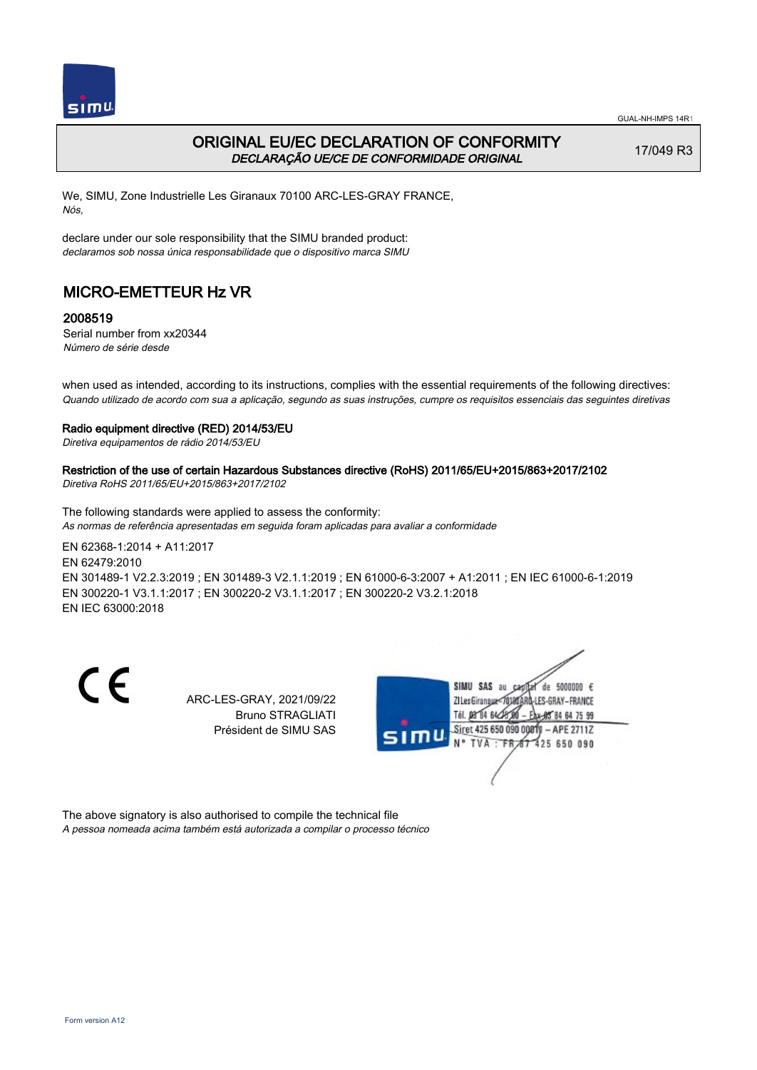GUAL-NH-IMPS 14R1

# ORIGINAL EU/EC DECLARATION OF CONFORMITY

*DECLARAÇÃO UE/CE DE CONFORMIDADE ORIGINAL*

17/049 R3

We, SIMU, Zone Industrielle Les Giranaux 70100 ARC-LES-GRAY FRANCE,
*Nós,*

declare under our sole responsibility that the SIMU branded product:
*declaramos sob nossa única responsabilidade que o dispositivo marca SIMU*

## MICRO-EMETTEUR Hz VR

### 2008519

Serial number from xx20344
*Número de série desde*

when used as intended, according to its instructions, complies with the essential requirements of the following directives:
*Quando utilizado de acordo com sua a aplicação, segundo as suas instruções, cumpre os requisitos essenciais das seguintes diretivas*

**Radio equipment directive (RED) 2014/53/EU**
*Diretiva equipamentos de rádio 2014/53/EU*

**Restriction of the use of certain Hazardous Substances directive (RoHS) 2011/65/EU+2015/863+2017/2102**
*Diretiva RoHS 2011/65/EU+2015/863+2017/2102*

The following standards were applied to assess the conformity:
*As normas de referência apresentadas em seguida foram aplicadas para avaliar a conformidade*

EN 62368-1:2014 + A11:2017
EN 62479:2010
EN 301489-1 V2.2.3:2019 ; EN 301489-3 V2.1.1:2019 ; EN 61000-6-3:2007 + A1:2011 ; EN IEC 61000-6-1:2019
EN 300220-1 V3.1.1:2017 ; EN 300220-2 V3.1.1:2017 ; EN 300220-2 V3.2.1:2018
EN IEC 63000:2018

ARC-LES-GRAY, 2021/09/22
Bruno STRAGLIATI
Président de SIMU SAS

SIMU SAS au capital de 5000000 €
ZI Les Giranaux 70100 ARC-LES-GRAY-FRANCE
Tél. 03 84 64 75 00 – Fax 03 84 64 75 99
Siret 425 650 090 00011 – APE 2711Z
N° TVA : FR 67 425 650 090

The above signatory is also authorised to compile the technical file
*A pessoa nomeada acima também está autorizada a compilar o processo técnico*

Form version A12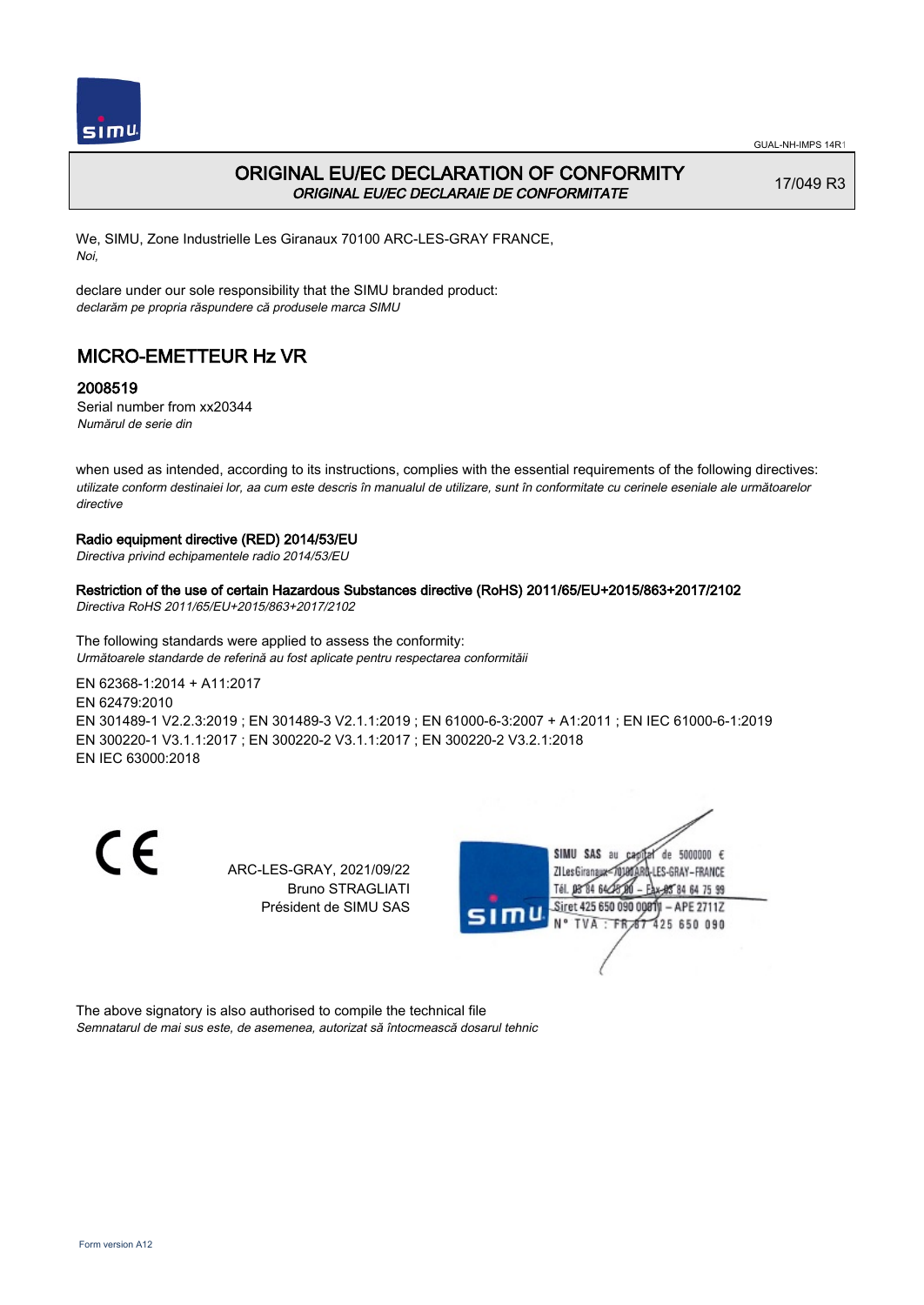# ORIGINAL EU/EC DECLARATION OF CONFORMITY

*ORIGINAL EU/EC DECLARAIE DE CONFORMITATE*

17/049 R3

We, SIMU, Zone Industrielle Les Giranaux 70100 ARC-LES-GRAY FRANCE,
*Noi,*

declare under our sole responsibility that the SIMU branded product:
*declarăm pe propria răspundere că produsele marca SIMU*

## MICRO-EMETTEUR Hz VR

### 2008519

Serial number from xx20344
*Numărul de serie din*

when used as intended, according to its instructions, complies with the essential requirements of the following directives:
*utilizate conform destinaiei lor, aa cum este descris în manualul de utilizare, sunt în conformitate cu cerinele eseniale ale următoarelor directive*

**Radio equipment directive (RED) 2014/53/EU**
*Directiva privind echipamentele radio 2014/53/EU*

**Restriction of the use of certain Hazardous Substances directive (RoHS) 2011/65/EU+2015/863+2017/2102**
*Directiva RoHS 2011/65/EU+2015/863+2017/2102*

The following standards were applied to assess the conformity:
*Următoarele standarde de referină au fost aplicate pentru respectarea conformităii*

EN 62368-1:2014 + A11:2017
EN 62479:2010
EN 301489-1 V2.2.3:2019 ; EN 301489-3 V2.1.1:2019 ; EN 61000-6-3:2007 + A1:2011 ; EN IEC 61000-6-1:2019
EN 300220-1 V3.1.1:2017 ; EN 300220-2 V3.1.1:2017 ; EN 300220-2 V3.2.1:2018
EN IEC 63000:2018

CE

ARC-LES-GRAY, 2021/09/22
Bruno STRAGLIATI
Président de SIMU SAS

SIMU SAS au capital de 5000000 €
ZI Les Giranaux 70100 ARC-LES-GRAY-FRANCE
Tél. 03 84 64 75 00 – Fax 03 84 64 75 99
Siret 425 650 090 00011 – APE 2711Z
N° TVA : FR 87 425 650 090

The above signatory is also authorised to compile the technical file
*Semnatarul de mai sus este, de asemenea, autorizat să întocmească dosarul tehnic*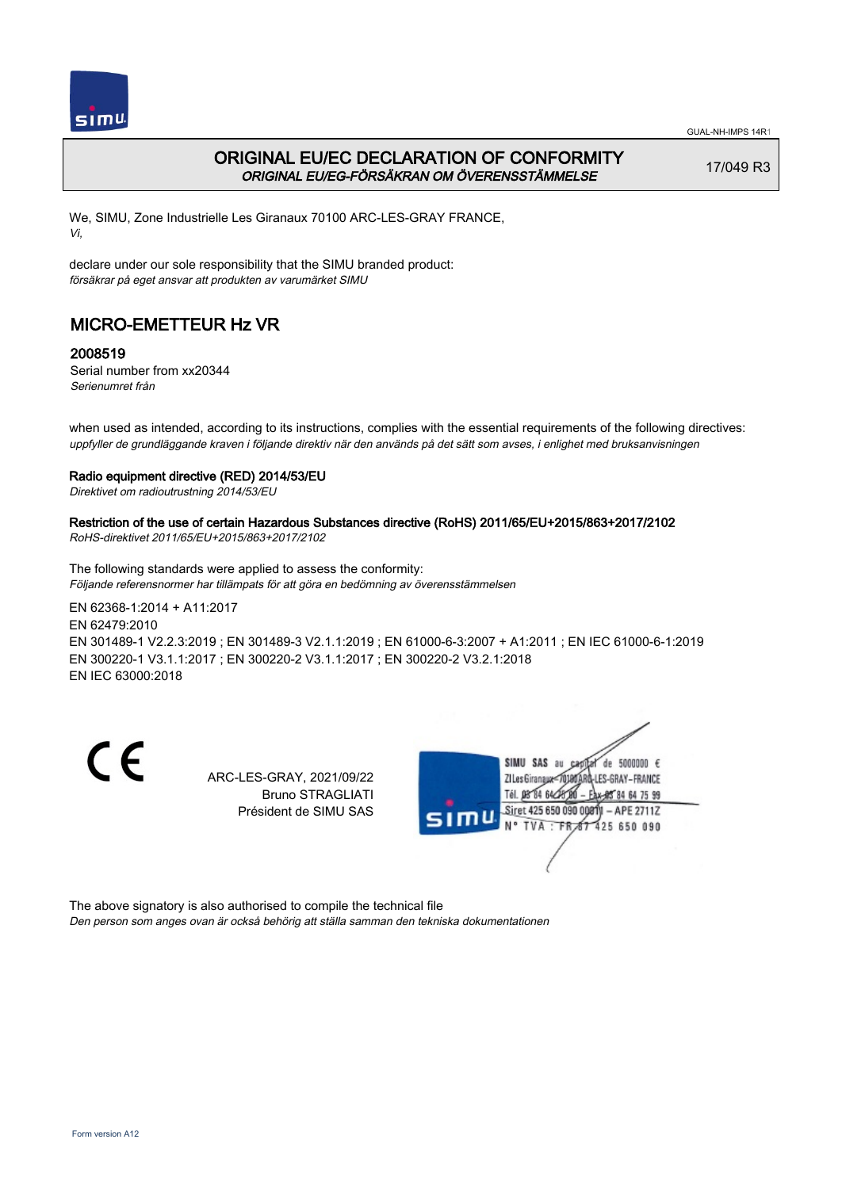GUAL-NH-IMPS 14R1

# ORIGINAL EU/EC DECLARATION OF CONFORMITY
*ORIGINAL EU/EG-FÖRSÄKRAN OM ÖVERENSSTÄMMELSE*

17/049 R3

We, SIMU, Zone Industrielle Les Giranaux 70100 ARC-LES-GRAY FRANCE,
*Vi,*

declare under our sole responsibility that the SIMU branded product:
*försäkrar på eget ansvar att produkten av varumärket SIMU*

## MICRO-EMETTEUR Hz VR

### 2008519

Serial number from xx20344
*Serienumret från*

when used as intended, according to its instructions, complies with the essential requirements of the following directives:
*uppfyller de grundläggande kraven i följande direktiv när den används på det sätt som avses, i enlighet med bruksanvisningen*

**Radio equipment directive (RED) 2014/53/EU**
*Direktivet om radioutrustning 2014/53/EU*

**Restriction of the use of certain Hazardous Substances directive (RoHS) 2011/65/EU+2015/863+2017/2102**
*RoHS-direktivet 2011/65/EU+2015/863+2017/2102*

The following standards were applied to assess the conformity:
*Följande referensnormer har tillämpats för att göra en bedömning av överensstämmelsen*

EN 62368-1:2014 + A11:2017
EN 62479:2010
EN 301489-1 V2.2.3:2019 ; EN 301489-3 V2.1.1:2019 ; EN 61000-6-3:2007 + A1:2011 ; EN IEC 61000-6-1:2019
EN 300220-1 V3.1.1:2017 ; EN 300220-2 V3.1.1:2017 ; EN 300220-2 V3.2.1:2018
EN IEC 63000:2018

CE

ARC-LES-GRAY, 2021/09/22
Bruno STRAGLIATI
Président de SIMU SAS

SIMU SAS au capital de 5000000 €
ZI Les Giranaux 70100 ARC-LES-GRAY-FRANCE
Tél. 03 84 64 75 00 – Fax 03 84 64 75 99
Siret 425 650 090 00011 – APE 2711Z
N° TVA : FR 87 425 650 090

The above signatory is also authorised to compile the technical file
*Den person som anges ovan är också behörig att ställa samman den tekniska dokumentationen*

Form version A12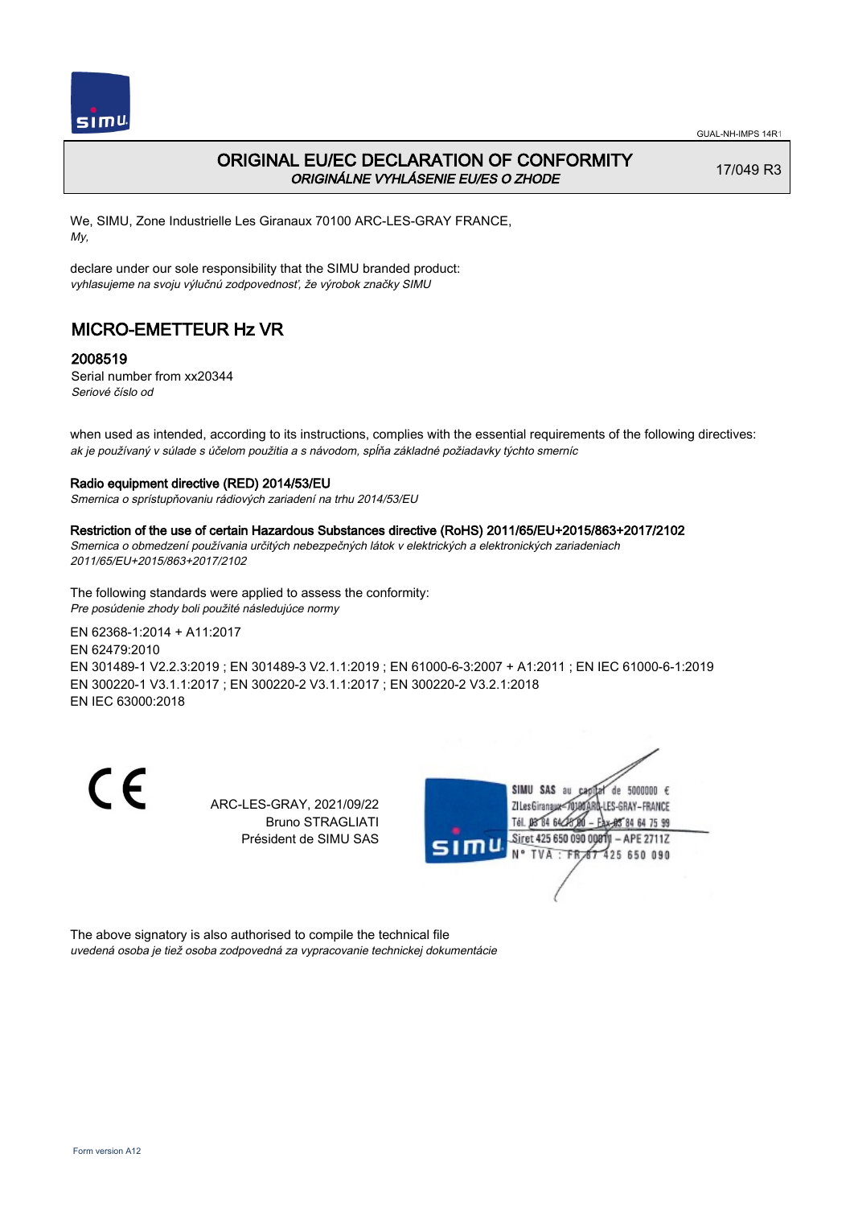# ORIGINAL EU/EC DECLARATION OF CONFORMITY

*ORIGINÁLNE VYHLÁSENIE EU/ES O ZHODE*

17/049 R3

We, SIMU, Zone Industrielle Les Giranaux 70100 ARC-LES-GRAY FRANCE,
*My,*

declare under our sole responsibility that the SIMU branded product:
*vyhlasujeme na svoju výlučnú zodpovednosť, že výrobok značky SIMU*

## MICRO-EMETTEUR Hz VR

### 2008519

Serial number from xx20344
*Seriové číslo od*

when used as intended, according to its instructions, complies with the essential requirements of the following directives:
*ak je používaný v súlade s účelom použitia a s návodom, spĺňa základné požiadavky týchto smerníc*

**Radio equipment directive (RED) 2014/53/EU**
*Smernica o sprístupňovaniu rádiových zariadení na trhu 2014/53/EU*

**Restriction of the use of certain Hazardous Substances directive (RoHS) 2011/65/EU+2015/863+2017/2102**
*Smernica o obmedzení používania určitých nebezpečných látok v elektrických a elektronických zariadeniach 2011/65/EU+2015/863+2017/2102*

The following standards were applied to assess the conformity:
*Pre posúdenie zhody boli použité následujúce normy*

EN 62368-1:2014 + A11:2017
EN 62479:2010
EN 301489-1 V2.2.3:2019 ; EN 301489-3 V2.1.1:2019 ; EN 61000-6-3:2007 + A1:2011 ; EN IEC 61000-6-1:2019
EN 300220-1 V3.1.1:2017 ; EN 300220-2 V3.1.1:2017 ; EN 300220-2 V3.2.1:2018
EN IEC 63000:2018

CE

ARC-LES-GRAY, 2021/09/22
Bruno STRAGLIATI
Président de SIMU SAS

SIMU SAS au capital de 5000000 €
ZI Les Giranaux 70100 ARC-LES-GRAY-FRANCE
Tél. 03 84 64 75 00 – Fax 03 84 64 75 99
Siret 425 650 090 00011 – APE 2711Z
N° TVA : FR 87 425 650 090

The above signatory is also authorised to compile the technical file
*uvedená osoba je tiež osoba zodpovedná za vypracovanie technickej dokumentácie*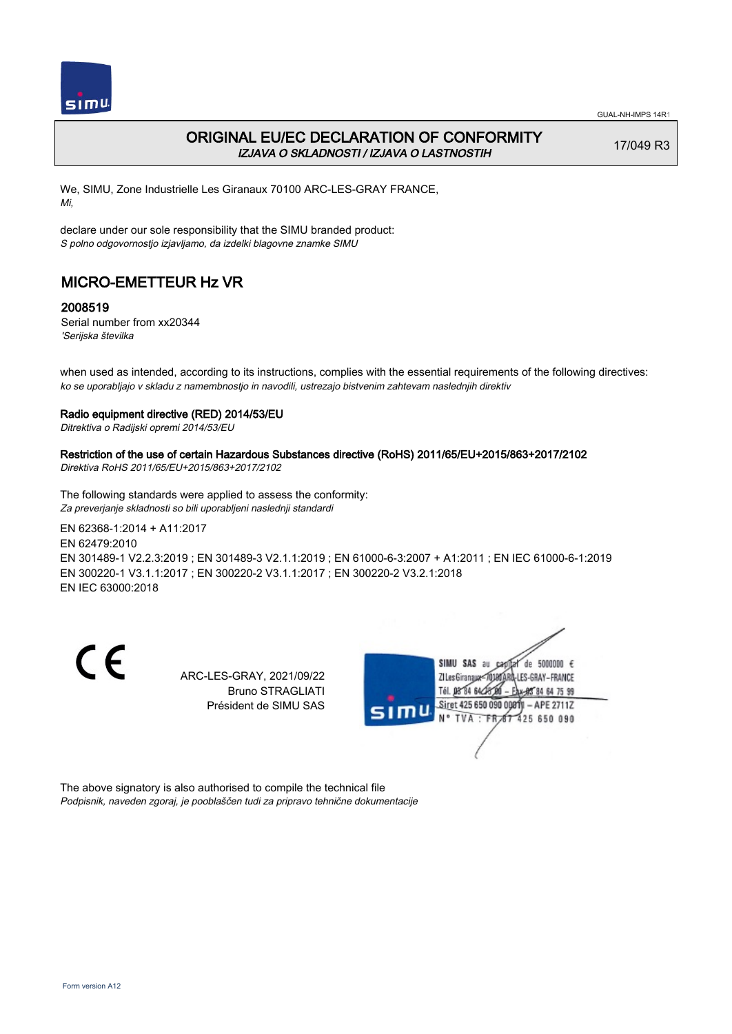GUAL-NH-IMPS 14R1

# ORIGINAL EU/EC DECLARATION OF CONFORMITY

*IZJAVA O SKLADNOSTI / IZJAVA O LASTNOSTIH*

17/049 R3

We, SIMU, Zone Industrielle Les Giranaux 70100 ARC-LES-GRAY FRANCE,
*Mi,*

declare under our sole responsibility that the SIMU branded product:
*S polno odgovornostjo izjavljamo, da izdelki blagovne znamke SIMU*

## MICRO-EMETTEUR Hz VR

### 2008519

Serial number from xx20344
*'Serijska številka*

when used as intended, according to its instructions, complies with the essential requirements of the following directives:
*ko se uporabljajo v skladu z namembnostjo in navodili, ustrezajo bistvenim zahtevam naslednjih direktiv*

**Radio equipment directive (RED) 2014/53/EU**
*Ditrektiva o Radijski opremi 2014/53/EU*

**Restriction of the use of certain Hazardous Substances directive (RoHS) 2011/65/EU+2015/863+2017/2102**
*Direktiva RoHS 2011/65/EU+2015/863+2017/2102*

The following standards were applied to assess the conformity:
*Za preverjanje skladnosti so bili uporabljeni naslednji standardi*

EN 62368-1:2014 + A11:2017
EN 62479:2010
EN 301489-1 V2.2.3:2019 ; EN 301489-3 V2.1.1:2019 ; EN 61000-6-3:2007 + A1:2011 ; EN IEC 61000-6-1:2019
EN 300220-1 V3.1.1:2017 ; EN 300220-2 V3.1.1:2017 ; EN 300220-2 V3.2.1:2018
EN IEC 63000:2018

CE

ARC-LES-GRAY, 2021/09/22
Bruno STRAGLIATI
Président de SIMU SAS

SIMU SAS au capital de 5000000 €
ZI Les Giranaux 70100 ARC-LES-GRAY-FRANCE
Tél. 03 84 64 75 00 – Fax 03 84 64 75 99
Siret 425 650 090 00011 – APE 2711Z
N° TVA : FR 67 425 650 090

The above signatory is also authorised to compile the technical file
*Podpisnik, naveden zgoraj, je pooblaščen tudi za pripravo tehnične dokumentacije*

Form version A12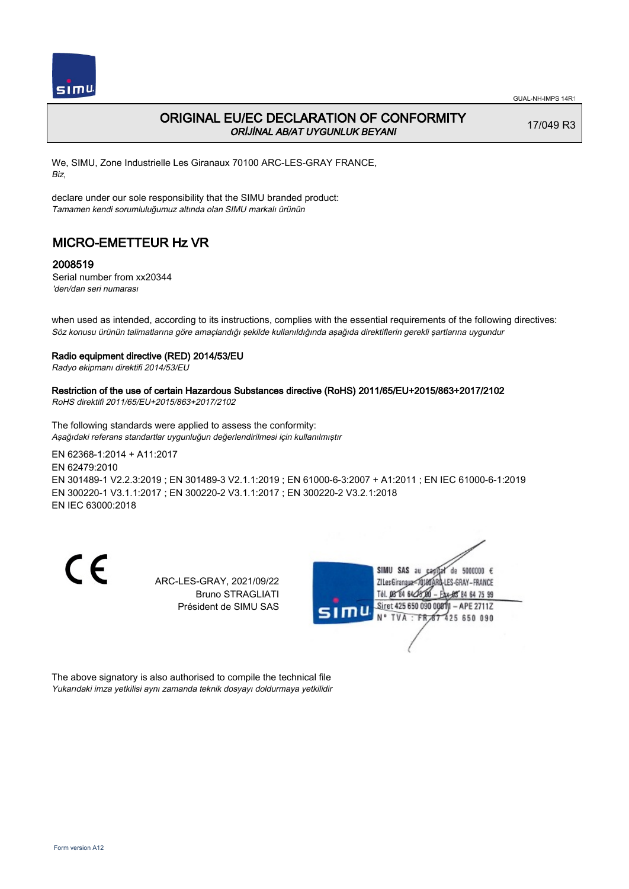GUAL-NH-IMPS 14R1

# ORIGINAL EU/EC DECLARATION OF CONFORMITY
*ORİJİNAL AB/AT UYGUNLUK BEYANI*

17/049 R3

We, SIMU, Zone Industrielle Les Giranaux 70100 ARC-LES-GRAY FRANCE,
*Biz,*

declare under our sole responsibility that the SIMU branded product:
*Tamamen kendi sorumluluğumuz altında olan SIMU markalı ürünün*

## MICRO-EMETTEUR Hz VR

### 2008519

Serial number from xx20344
*'den/dan seri numarası*

when used as intended, according to its instructions, complies with the essential requirements of the following directives:
*Söz konusu ürünün talimatlarına göre amaçlandığı şekilde kullanıldığında aşağıda direktiflerin gerekli şartlarına uygundur*

**Radio equipment directive (RED) 2014/53/EU**
*Radyo ekipmanı direktifi 2014/53/EU*

**Restriction of the use of certain Hazardous Substances directive (RoHS) 2011/65/EU+2015/863+2017/2102**
*RoHS direktifi 2011/65/EU+2015/863+2017/2102*

The following standards were applied to assess the conformity:
*Aşağıdaki referans standartlar uygunluğun değerlendirilmesi için kullanılmıştır*

EN 62368-1:2014 + A11:2017
EN 62479:2010
EN 301489-1 V2.2.3:2019 ; EN 301489-3 V2.1.1:2019 ; EN 61000-6-3:2007 + A1:2011 ; EN IEC 61000-6-1:2019
EN 300220-1 V3.1.1:2017 ; EN 300220-2 V3.1.1:2017 ; EN 300220-2 V3.2.1:2018
EN IEC 63000:2018

CE

ARC-LES-GRAY, 2021/09/22
Bruno STRAGLIATI
Président de SIMU SAS

SIMU SAS au capital de 5000000 €
ZI Les Giranaux 70100 ARC-LES-GRAY-FRANCE
Tél. 03 84 64 75 00 – Fax 03 84 64 75 99
Siret 425 650 090 00011 – APE 2711Z
N° TVA : FR 67 425 650 090

The above signatory is also authorised to compile the technical file
*Yukarıdaki imza yetkilisi aynı zamanda teknik dosyayı doldurmaya yetkilidir*

Form version A12